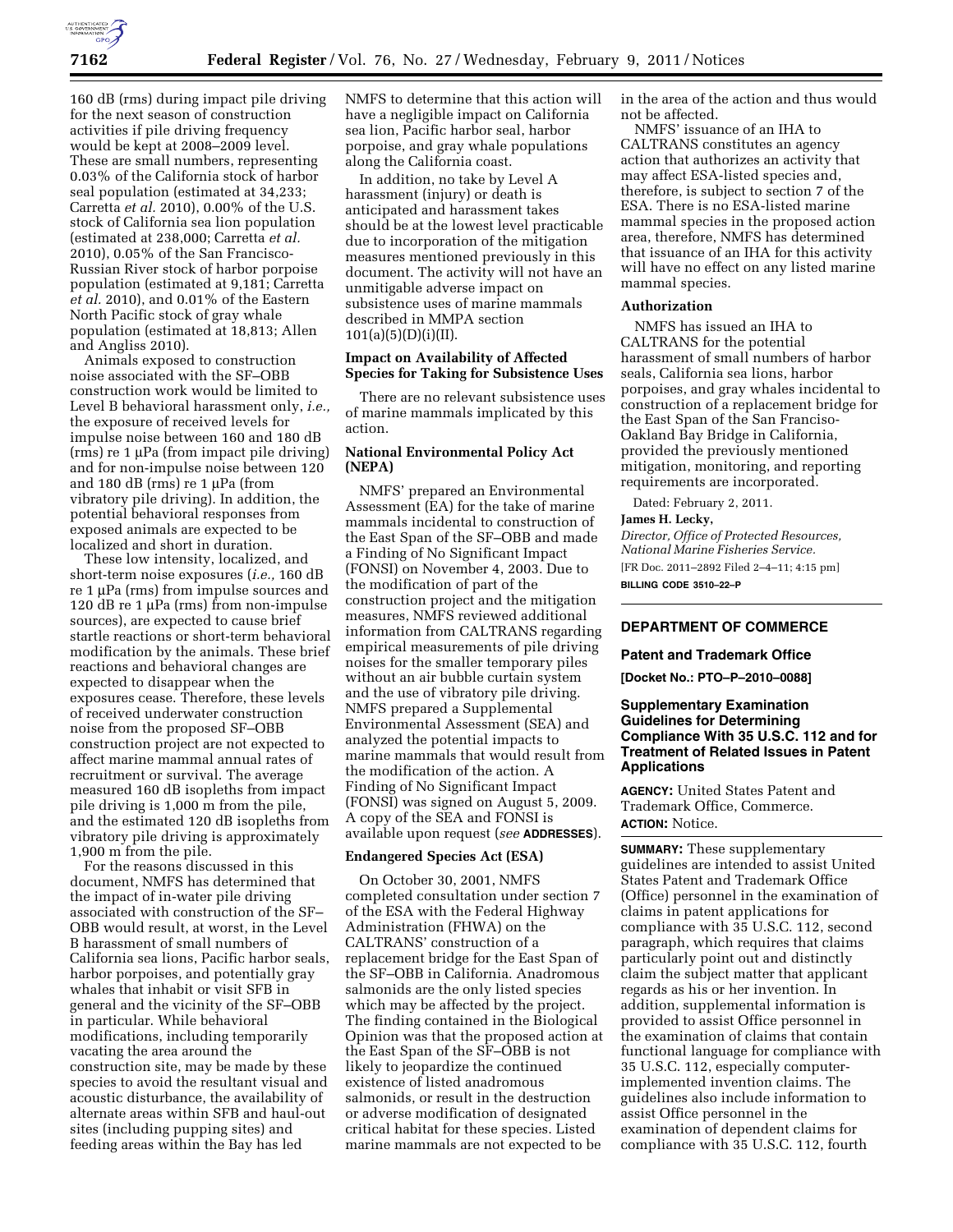160 dB (rms) during impact pile driving for the next season of construction activities if pile driving frequency would be kept at 2008–2009 level. These are small numbers, representing 0.03% of the California stock of harbor seal population (estimated at 34,233; Carretta *et al.* 2010), 0.00% of the U.S. stock of California sea lion population (estimated at 238,000; Carretta *et al.* 2010), 0.05% of the San Francisco-Russian River stock of harbor porpoise population (estimated at 9,181; Carretta *et al.* 2010), and 0.01% of the Eastern North Pacific stock of gray whale population (estimated at 18,813; Allen and Angliss 2010).

Animals exposed to construction noise associated with the SF–OBB construction work would be limited to Level B behavioral harassment only, *i.e.,* the exposure of received levels for impulse noise between 160 and 180 dB (rms) re 1 μPa (from impact pile driving) and for non-impulse noise between 120 and 180 dB (rms) re 1 μPa (from vibratory pile driving). In addition, the potential behavioral responses from exposed animals are expected to be localized and short in duration.

These low intensity, localized, and short-term noise exposures (*i.e.,* 160 dB re 1 μPa (rms) from impulse sources and 120 dB re 1 μPa (rms) from non-impulse sources), are expected to cause brief startle reactions or short-term behavioral modification by the animals. These brief reactions and behavioral changes are expected to disappear when the exposures cease. Therefore, these levels of received underwater construction noise from the proposed SF–OBB construction project are not expected to affect marine mammal annual rates of recruitment or survival. The average measured 160 dB isopleths from impact pile driving is 1,000 m from the pile, and the estimated 120 dB isopleths from vibratory pile driving is approximately 1,900 m from the pile.

For the reasons discussed in this document, NMFS has determined that the impact of in-water pile driving associated with construction of the SF–OBB would result, at worst, in the Level B harassment of small numbers of California sea lions, Pacific harbor seals, harbor porpoises, and potentially gray whales that inhabit or visit SFB in general and the vicinity of the SF–OBB in particular. While behavioral modifications, including temporarily vacating the area around the construction site, may be made by these species to avoid the resultant visual and acoustic disturbance, the availability of alternate areas within SFB and haul-out sites (including pupping sites) and feeding areas within the Bay has led NMFS to determine that this action will have a negligible impact on California sea lion, Pacific harbor seal, harbor porpoise, and gray whale populations along the California coast.

In addition, no take by Level A harassment (injury) or death is anticipated and harassment takes should be at the lowest level practicable due to incorporation of the mitigation measures mentioned previously in this document. The activity will not have an unmitigable adverse impact on subsistence uses of marine mammals described in MMPA section 101(a)(5)(D)(i)(II).

### Impact on Availability of Affected Species for Taking for Subsistence Uses

There are no relevant subsistence uses of marine mammals implicated by this action.

### National Environmental Policy Act (NEPA)

NMFS' prepared an Environmental Assessment (EA) for the take of marine mammals incidental to construction of the East Span of the SF–OBB and made a Finding of No Significant Impact (FONSI) on November 4, 2003. Due to the modification of part of the construction project and the mitigation measures, NMFS reviewed additional information from CALTRANS regarding empirical measurements of pile driving noises for the smaller temporary piles without an air bubble curtain system and the use of vibratory pile driving. NMFS prepared a Supplemental Environmental Assessment (SEA) and analyzed the potential impacts to marine mammals that would result from the modification of the action. A Finding of No Significant Impact (FONSI) was signed on August 5, 2009. A copy of the SEA and FONSI is available upon request (*see* **ADDRESSES**).

### Endangered Species Act (ESA)

On October 30, 2001, NMFS completed consultation under section 7 of the ESA with the Federal Highway Administration (FHWA) on the CALTRANS' construction of a replacement bridge for the East Span of the SF–OBB in California. Anadromous salmonids are the only listed species which may be affected by the project. The finding contained in the Biological Opinion was that the proposed action at the East Span of the SF–OBB is not likely to jeopardize the continued existence of listed anadromous salmonids, or result in the destruction or adverse modification of designated critical habitat for these species. Listed marine mammals are not expected to be in the area of the action and thus would not be affected.

NMFS' issuance of an IHA to CALTRANS constitutes an agency action that authorizes an activity that may affect ESA-listed species and, therefore, is subject to section 7 of the ESA. There is no ESA-listed marine mammal species in the proposed action area, therefore, NMFS has determined that issuance of an IHA for this activity will have no effect on any listed marine mammal species.

### Authorization

NMFS has issued an IHA to CALTRANS for the potential harassment of small numbers of harbor seals, California sea lions, harbor porpoises, and gray whales incidental to construction of a replacement bridge for the East Span of the San Francisco-Oakland Bay Bridge in California, provided the previously mentioned mitigation, monitoring, and reporting requirements are incorporated.

Dated: February 2, 2011.

**James H. Lecky,**

*Director, Office of Protected Resources, National Marine Fisheries Service.*

[FR Doc. 2011–2892 Filed 2–4–11; 4:15 pm]

**BILLING CODE 3510–22–P**

## DEPARTMENT OF COMMERCE

### Patent and Trademark Office

**[Docket No.: PTO–P–2010–0088]**

### Supplementary Examination Guidelines for Determining Compliance With 35 U.S.C. 112 and for Treatment of Related Issues in Patent Applications

**AGENCY:** United States Patent and Trademark Office, Commerce.

**ACTION:** Notice.

**SUMMARY:** These supplementary guidelines are intended to assist United States Patent and Trademark Office (Office) personnel in the examination of claims in patent applications for compliance with 35 U.S.C. 112, second paragraph, which requires that claims particularly point out and distinctly claim the subject matter that applicant regards as his or her invention. In addition, supplemental information is provided to assist Office personnel in the examination of claims that contain functional language for compliance with 35 U.S.C. 112, especially computer-implemented invention claims. The guidelines also include information to assist Office personnel in the examination of dependent claims for compliance with 35 U.S.C. 112, fourth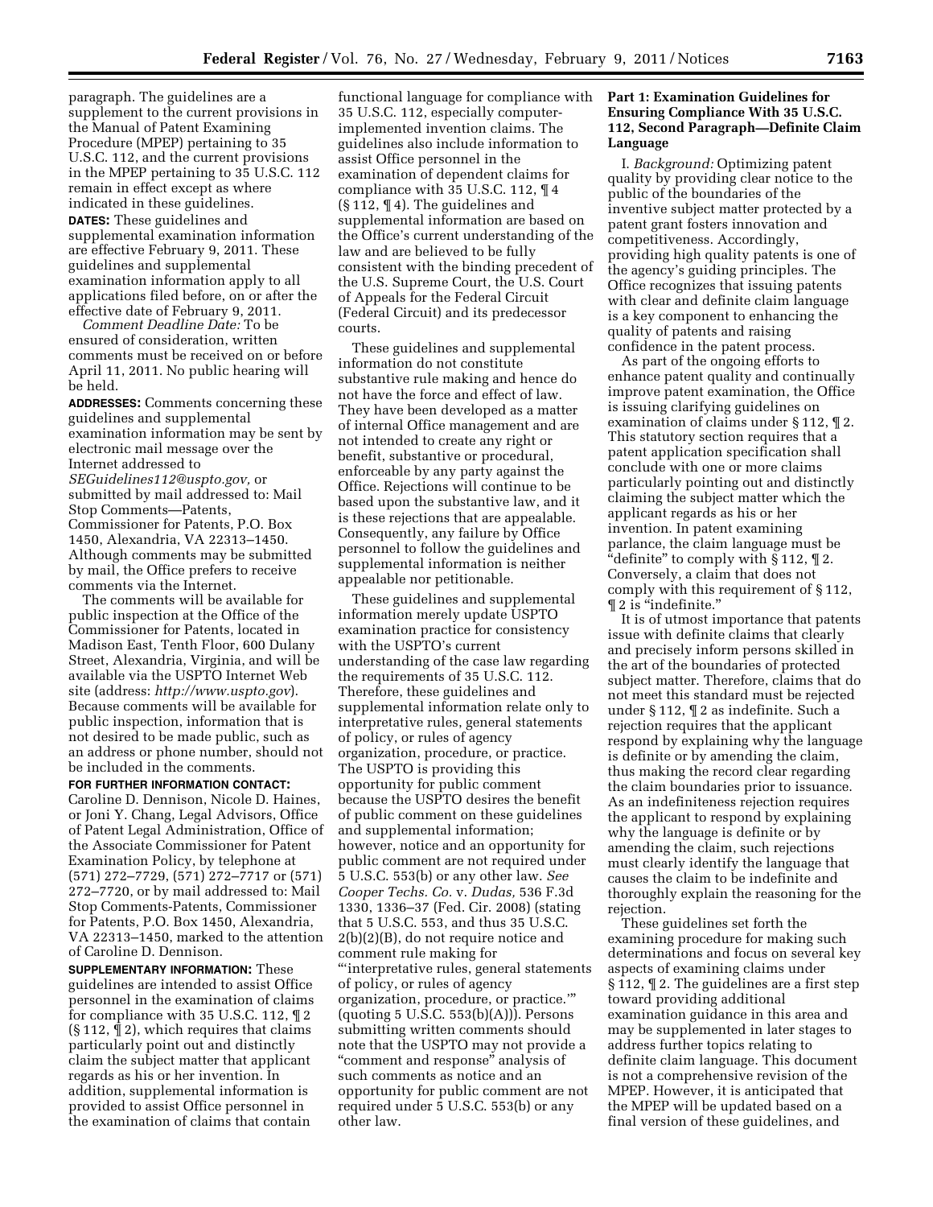paragraph. The guidelines are a supplement to the current provisions in the Manual of Patent Examining Procedure (MPEP) pertaining to 35 U.S.C. 112, and the current provisions in the MPEP pertaining to 35 U.S.C. 112 remain in effect except as where indicated in these guidelines.

**DATES:** These guidelines and supplemental examination information are effective February 9, 2011. These guidelines and supplemental examination information apply to all applications filed before, on or after the effective date of February 9, 2011.

*Comment Deadline Date:* To be ensured of consideration, written comments must be received on or before April 11, 2011. No public hearing will be held.

**ADDRESSES:** Comments concerning these guidelines and supplemental examination information may be sent by electronic mail message over the Internet addressed to *SEGuidelines112@uspto.gov,* or submitted by mail addressed to: Mail Stop Comments—Patents, Commissioner for Patents, P.O. Box 1450, Alexandria, VA 22313–1450. Although comments may be submitted by mail, the Office prefers to receive comments via the Internet.

The comments will be available for public inspection at the Office of the Commissioner for Patents, located in Madison East, Tenth Floor, 600 Dulany Street, Alexandria, Virginia, and will be available via the USPTO Internet Web site (address: *http://www.uspto.gov*). Because comments will be available for public inspection, information that is not desired to be made public, such as an address or phone number, should not be included in the comments.

**FOR FURTHER INFORMATION CONTACT:** Caroline D. Dennison, Nicole D. Haines, or Joni Y. Chang, Legal Advisors, Office of Patent Legal Administration, Office of the Associate Commissioner for Patent Examination Policy, by telephone at (571) 272–7729, (571) 272–7717 or (571) 272–7720, or by mail addressed to: Mail Stop Comments-Patents, Commissioner for Patents, P.O. Box 1450, Alexandria, VA 22313–1450, marked to the attention of Caroline D. Dennison.

**SUPPLEMENTARY INFORMATION:** These guidelines are intended to assist Office personnel in the examination of claims for compliance with 35 U.S.C. 112, ¶ 2 (§ 112, ¶ 2), which requires that claims particularly point out and distinctly claim the subject matter that applicant regards as his or her invention. In addition, supplemental information is provided to assist Office personnel in the examination of claims that contain functional language for compliance with 35 U.S.C. 112, especially computer-implemented invention claims. The guidelines also include information to assist Office personnel in the examination of dependent claims for compliance with 35 U.S.C. 112, ¶ 4 (§ 112, ¶ 4). The guidelines and supplemental information are based on the Office's current understanding of the law and are believed to be fully consistent with the binding precedent of the U.S. Supreme Court, the U.S. Court of Appeals for the Federal Circuit (Federal Circuit) and its predecessor courts.

These guidelines and supplemental information do not constitute substantive rule making and hence do not have the force and effect of law. They have been developed as a matter of internal Office management and are not intended to create any right or benefit, substantive or procedural, enforceable by any party against the Office. Rejections will continue to be based upon the substantive law, and it is these rejections that are appealable. Consequently, any failure by Office personnel to follow the guidelines and supplemental information is neither appealable nor petitionable.

These guidelines and supplemental information merely update USPTO examination practice for consistency with the USPTO's current understanding of the case law regarding the requirements of 35 U.S.C. 112. Therefore, these guidelines and supplemental information relate only to interpretative rules, general statements of policy, or rules of agency organization, procedure, or practice. The USPTO is providing this opportunity for public comment because the USPTO desires the benefit of public comment on these guidelines and supplemental information; however, notice and an opportunity for public comment are not required under 5 U.S.C. 553(b) or any other law. *See Cooper Techs. Co.* v. *Dudas,* 536 F.3d 1330, 1336–37 (Fed. Cir. 2008) (stating that 5 U.S.C. 553, and thus 35 U.S.C. 2(b)(2)(B), do not require notice and comment rule making for "'interpretative rules, general statements of policy, or rules of agency organization, procedure, or practice.'" (quoting 5 U.S.C. 553(b)(A))). Persons submitting written comments should note that the USPTO may not provide a "comment and response" analysis of such comments as notice and an opportunity for public comment are not required under 5 U.S.C. 553(b) or any other law.

## Part 1: Examination Guidelines for Ensuring Compliance With 35 U.S.C. 112, Second Paragraph—Definite Claim Language

I. *Background:* Optimizing patent quality by providing clear notice to the public of the boundaries of the inventive subject matter protected by a patent grant fosters innovation and competitiveness. Accordingly, providing high quality patents is one of the agency's guiding principles. The Office recognizes that issuing patents with clear and definite claim language is a key component to enhancing the quality of patents and raising confidence in the patent process.

As part of the ongoing efforts to enhance patent quality and continually improve patent examination, the Office is issuing clarifying guidelines on examination of claims under § 112, ¶ 2. This statutory section requires that a patent application specification shall conclude with one or more claims particularly pointing out and distinctly claiming the subject matter which the applicant regards as his or her invention. In patent examining parlance, the claim language must be "definite" to comply with § 112, ¶ 2. Conversely, a claim that does not comply with this requirement of § 112, ¶ 2 is "indefinite."

It is of utmost importance that patents issue with definite claims that clearly and precisely inform persons skilled in the art of the boundaries of protected subject matter. Therefore, claims that do not meet this standard must be rejected under § 112, ¶ 2 as indefinite. Such a rejection requires that the applicant respond by explaining why the language is definite or by amending the claim, thus making the record clear regarding the claim boundaries prior to issuance. As an indefiniteness rejection requires the applicant to respond by explaining why the language is definite or by amending the claim, such rejections must clearly identify the language that causes the claim to be indefinite and thoroughly explain the reasoning for the rejection.

These guidelines set forth the examining procedure for making such determinations and focus on several key aspects of examining claims under § 112, ¶ 2. The guidelines are a first step toward providing additional examination guidance in this area and may be supplemented in later stages to address further topics relating to definite claim language. This document is not a comprehensive revision of the MPEP. However, it is anticipated that the MPEP will be updated based on a final version of these guidelines, and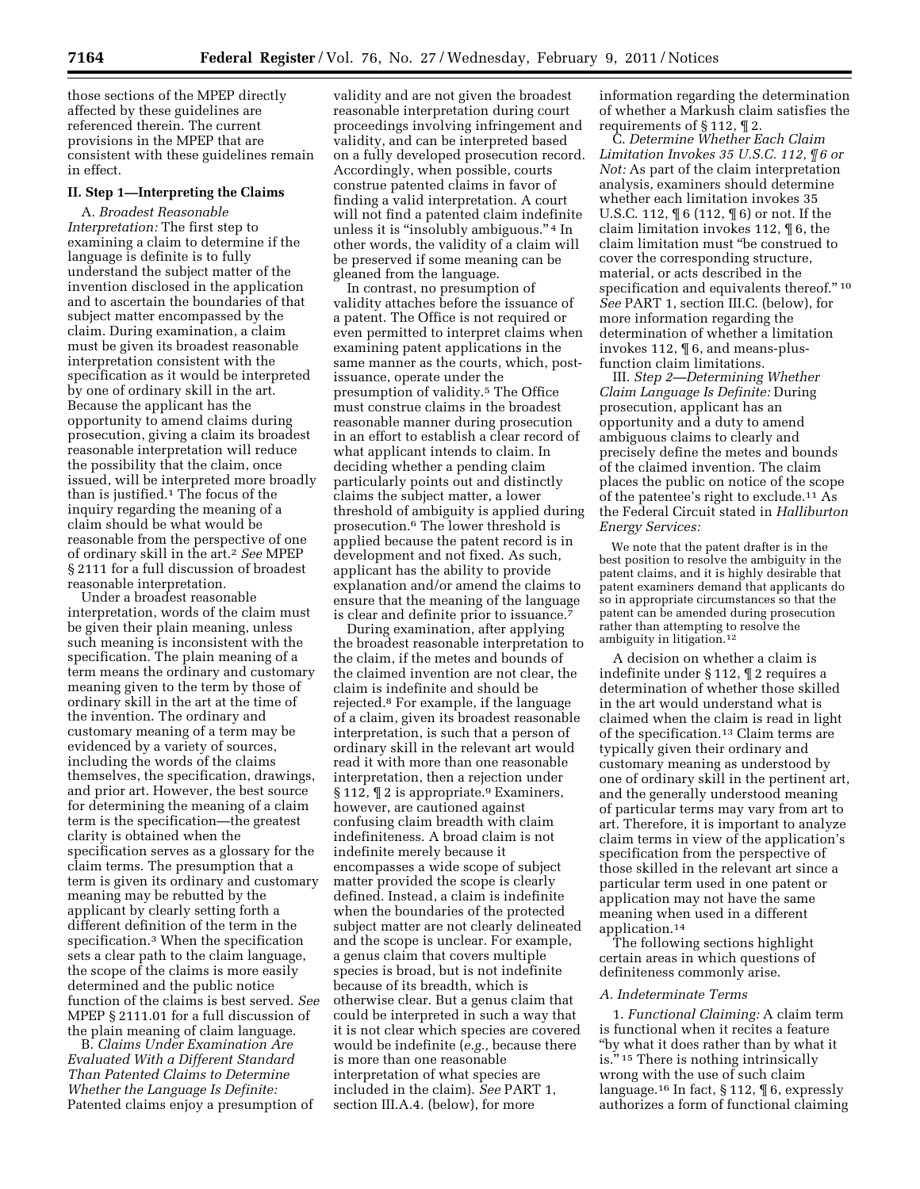those sections of the MPEP directly affected by these guidelines are referenced therein. The current provisions in the MPEP that are consistent with these guidelines remain in effect.

## II. Step 1—Interpreting the Claims

A. *Broadest Reasonable Interpretation:* The first step to examining a claim to determine if the language is definite is to fully understand the subject matter of the invention disclosed in the application and to ascertain the boundaries of that subject matter encompassed by the claim. During examination, a claim must be given its broadest reasonable interpretation consistent with the specification as it would be interpreted by one of ordinary skill in the art. Because the applicant has the opportunity to amend claims during prosecution, giving a claim its broadest reasonable interpretation will reduce the possibility that the claim, once issued, will be interpreted more broadly than is justified.[1] The focus of the inquiry regarding the meaning of a claim should be what would be reasonable from the perspective of one of ordinary skill in the art.[2] *See* MPEP § 2111 for a full discussion of broadest reasonable interpretation.

Under a broadest reasonable interpretation, words of the claim must be given their plain meaning, unless such meaning is inconsistent with the specification. The plain meaning of a term means the ordinary and customary meaning given to the term by those of ordinary skill in the art at the time of the invention. The ordinary and customary meaning of a term may be evidenced by a variety of sources, including the words of the claims themselves, the specification, drawings, and prior art. However, the best source for determining the meaning of a claim term is the specification—the greatest clarity is obtained when the specification serves as a glossary for the claim terms. The presumption that a term is given its ordinary and customary meaning may be rebutted by the applicant by clearly setting forth a different definition of the term in the specification.[3] When the specification sets a clear path to the claim language, the scope of the claims is more easily determined and the public notice function of the claims is best served. *See* MPEP § 2111.01 for a full discussion of the plain meaning of claim language.

B. *Claims Under Examination Are Evaluated With a Different Standard Than Patented Claims to Determine Whether the Language Is Definite:* Patented claims enjoy a presumption of validity and are not given the broadest reasonable interpretation during court proceedings involving infringement and validity, and can be interpreted based on a fully developed prosecution record. Accordingly, when possible, courts construe patented claims in favor of finding a valid interpretation. A court will not find a patented claim indefinite unless it is "insolubly ambiguous."[4] In other words, the validity of a claim will be preserved if some meaning can be gleaned from the language.

In contrast, no presumption of validity attaches before the issuance of a patent. The Office is not required or even permitted to interpret claims when examining patent applications in the same manner as the courts, which, post-issuance, operate under the presumption of validity.[5] The Office must construe claims in the broadest reasonable manner during prosecution in an effort to establish a clear record of what applicant intends to claim. In deciding whether a pending claim particularly points out and distinctly claims the subject matter, a lower threshold of ambiguity is applied during prosecution.[6] The lower threshold is applied because the patent record is in development and not fixed. As such, applicant has the ability to provide explanation and/or amend the claims to ensure that the meaning of the language is clear and definite prior to issuance.[7]

During examination, after applying the broadest reasonable interpretation to the claim, if the metes and bounds of the claimed invention are not clear, the claim is indefinite and should be rejected.[8] For example, if the language of a claim, given its broadest reasonable interpretation, is such that a person of ordinary skill in the relevant art would read it with more than one reasonable interpretation, then a rejection under § 112, ¶ 2 is appropriate.[9] Examiners, however, are cautioned against confusing claim breadth with claim indefiniteness. A broad claim is not indefinite merely because it encompasses a wide scope of subject matter provided the scope is clearly defined. Instead, a claim is indefinite when the boundaries of the protected subject matter are not clearly delineated and the scope is unclear. For example, a genus claim that covers multiple species is broad, but is not indefinite because of its breadth, which is otherwise clear. But a genus claim that could be interpreted in such a way that it is not clear which species are covered would be indefinite (*e.g.,* because there is more than one reasonable interpretation of what species are included in the claim). *See* PART 1, section III.A.4. (below), for more information regarding the determination of whether a Markush claim satisfies the requirements of § 112, ¶ 2.

C. *Determine Whether Each Claim Limitation Invokes 35 U.S.C. 112, ¶ 6 or Not:* As part of the claim interpretation analysis, examiners should determine whether each limitation invokes 35 U.S.C. 112, ¶ 6 (112, ¶ 6) or not. If the claim limitation invokes 112, ¶ 6, the claim limitation must "be construed to cover the corresponding structure, material, or acts described in the specification and equivalents thereof."[10] *See* PART 1, section III.C. (below), for more information regarding the determination of whether a limitation invokes 112, ¶ 6, and means-plus-function claim limitations.

III. *Step 2—Determining Whether Claim Language Is Definite:* During prosecution, applicant has an opportunity and a duty to amend ambiguous claims to clearly and precisely define the metes and bounds of the claimed invention. The claim places the public on notice of the scope of the patentee's right to exclude.[11] As the Federal Circuit stated in *Halliburton Energy Services:*

> We note that the patent drafter is in the best position to resolve the ambiguity in the patent claims, and it is highly desirable that patent examiners demand that applicants do so in appropriate circumstances so that the patent can be amended during prosecution rather than attempting to resolve the ambiguity in litigation.[12]

A decision on whether a claim is indefinite under § 112, ¶ 2 requires a determination of whether those skilled in the art would understand what is claimed when the claim is read in light of the specification.[13] Claim terms are typically given their ordinary and customary meaning as understood by one of ordinary skill in the pertinent art, and the generally understood meaning of particular terms may vary from art to art. Therefore, it is important to analyze claim terms in view of the application's specification from the perspective of those skilled in the relevant art since a particular term used in one patent or application may not have the same meaning when used in a different application.[14]

The following sections highlight certain areas in which questions of definiteness commonly arise.

### *A. Indeterminate Terms*

1. *Functional Claiming:* A claim term is functional when it recites a feature "by what it does rather than by what it is."[15] There is nothing intrinsically wrong with the use of such claim language.[16] In fact, § 112, ¶ 6, expressly authorizes a form of functional claiming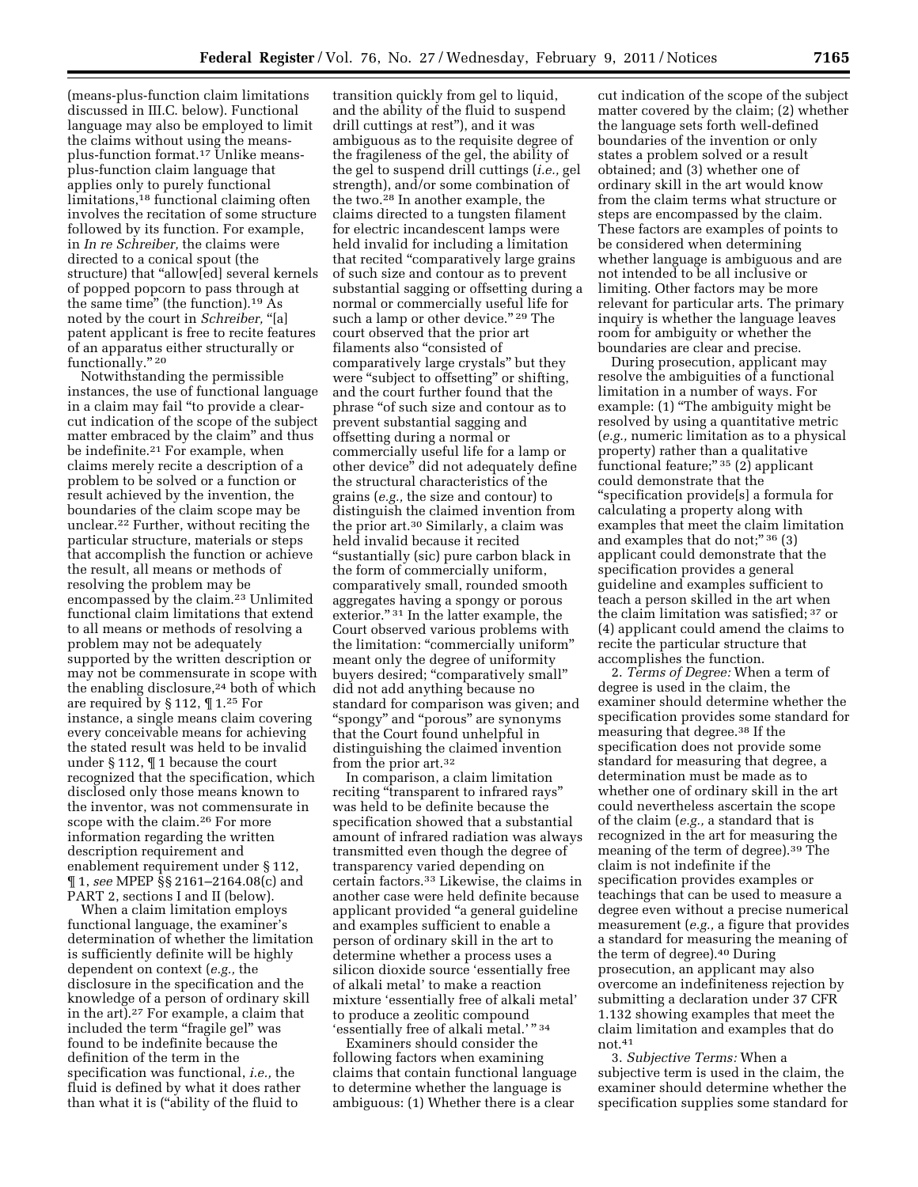(means-plus-function claim limitations discussed in III.C. below). Functional language may also be employed to limit the claims without using the means-plus-function format.[17] Unlike means-plus-function claim language that applies only to purely functional limitations,[18] functional claiming often involves the recitation of some structure followed by its function. For example, in *In re Schreiber,* the claims were directed to a conical spout (the structure) that "allow[ed] several kernels of popped popcorn to pass through at the same time" (the function).[19] As noted by the court in *Schreiber,* "[a] patent applicant is free to recite features of an apparatus either structurally or functionally." [20]

Notwithstanding the permissible instances, the use of functional language in a claim may fail "to provide a clear-cut indication of the scope of the subject matter embraced by the claim" and thus be indefinite.[21] For example, when claims merely recite a description of a problem to be solved or a function or result achieved by the invention, the boundaries of the claim scope may be unclear.[22] Further, without reciting the particular structure, materials or steps that accomplish the function or achieve the result, all means or methods of resolving the problem may be encompassed by the claim.[23] Unlimited functional claim limitations that extend to all means or methods of resolving a problem may not be adequately supported by the written description or may not be commensurate in scope with the enabling disclosure,[24] both of which are required by § 112, ¶ 1.[25] For instance, a single means claim covering every conceivable means for achieving the stated result was held to be invalid under § 112, ¶ 1 because the court recognized that the specification, which disclosed only those means known to the inventor, was not commensurate in scope with the claim.[26] For more information regarding the written description requirement and enablement requirement under § 112, ¶ 1, *see* MPEP §§ 2161–2164.08(c) and PART 2, sections I and II (below).

When a claim limitation employs functional language, the examiner's determination of whether the limitation is sufficiently definite will be highly dependent on context (*e.g.,* the disclosure in the specification and the knowledge of a person of ordinary skill in the art).[27] For example, a claim that included the term "fragile gel" was found to be indefinite because the definition of the term in the specification was functional, *i.e.,* the fluid is defined by what it does rather than what it is ("ability of the fluid to transition quickly from gel to liquid, and the ability of the fluid to suspend drill cuttings at rest"), and it was ambiguous as to the requisite degree of the fragileness of the gel, the ability of the gel to suspend drill cuttings (*i.e.,* gel strength), and/or some combination of the two.[28] In another example, the claims directed to a tungsten filament for electric incandescent lamps were held invalid for including a limitation that recited "comparatively large grains of such size and contour as to prevent substantial sagging or offsetting during a normal or commercially useful life for such a lamp or other device." [29] The court observed that the prior art filaments also "consisted of comparatively large crystals" but they were "subject to offsetting" or shifting, and the court further found that the phrase "of such size and contour as to prevent substantial sagging and offsetting during a normal or commercially useful life for a lamp or other device" did not adequately define the structural characteristics of the grains (*e.g.,* the size and contour) to distinguish the claimed invention from the prior art.[30] Similarly, a claim was held invalid because it recited "sustantially (sic) pure carbon black in the form of commercially uniform, comparatively small, rounded smooth aggregates having a spongy or porous exterior." [31] In the latter example, the Court observed various problems with the limitation: "commercially uniform" meant only the degree of uniformity buyers desired; "comparatively small" did not add anything because no standard for comparison was given; and "spongy" and "porous" are synonyms that the Court found unhelpful in distinguishing the claimed invention from the prior art.[32]

In comparison, a claim limitation reciting "transparent to infrared rays" was held to be definite because the specification showed that a substantial amount of infrared radiation was always transmitted even though the degree of transparency varied depending on certain factors.[33] Likewise, the claims in another case were held definite because applicant provided "a general guideline and examples sufficient to enable a person of ordinary skill in the art to determine whether a process uses a silicon dioxide source 'essentially free of alkali metal' to make a reaction mixture 'essentially free of alkali metal' to produce a zeolitic compound 'essentially free of alkali metal.' " [34]

Examiners should consider the following factors when examining claims that contain functional language to determine whether the language is ambiguous: (1) Whether there is a clear cut indication of the scope of the subject matter covered by the claim; (2) whether the language sets forth well-defined boundaries of the invention or only states a problem solved or a result obtained; and (3) whether one of ordinary skill in the art would know from the claim terms what structure or steps are encompassed by the claim. These factors are examples of points to be considered when determining whether language is ambiguous and are not intended to be all inclusive or limiting. Other factors may be more relevant for particular arts. The primary inquiry is whether the language leaves room for ambiguity or whether the boundaries are clear and precise.

During prosecution, applicant may resolve the ambiguities of a functional limitation in a number of ways. For example: (1) "The ambiguity might be resolved by using a quantitative metric (*e.g.,* numeric limitation as to a physical property) rather than a qualitative functional feature;" [35] (2) applicant could demonstrate that the "specification provide[s] a formula for calculating a property along with examples that meet the claim limitation and examples that do not;" [36] (3) applicant could demonstrate that the specification provides a general guideline and examples sufficient to teach a person skilled in the art when the claim limitation was satisfied; [37] or (4) applicant could amend the claims to recite the particular structure that accomplishes the function.

2. *Terms of Degree:* When a term of degree is used in the claim, the examiner should determine whether the specification provides some standard for measuring that degree.[38] If the specification does not provide some standard for measuring that degree, a determination must be made as to whether one of ordinary skill in the art could nevertheless ascertain the scope of the claim (*e.g.,* a standard that is recognized in the art for measuring the meaning of the term of degree).[39] The claim is not indefinite if the specification provides examples or teachings that can be used to measure a degree even without a precise numerical measurement (*e.g.,* a figure that provides a standard for measuring the meaning of the term of degree).[40] During prosecution, an applicant may also overcome an indefiniteness rejection by submitting a declaration under 37 CFR 1.132 showing examples that meet the claim limitation and examples that do not.[41]

3. *Subjective Terms:* When a subjective term is used in the claim, the examiner should determine whether the specification supplies some standard for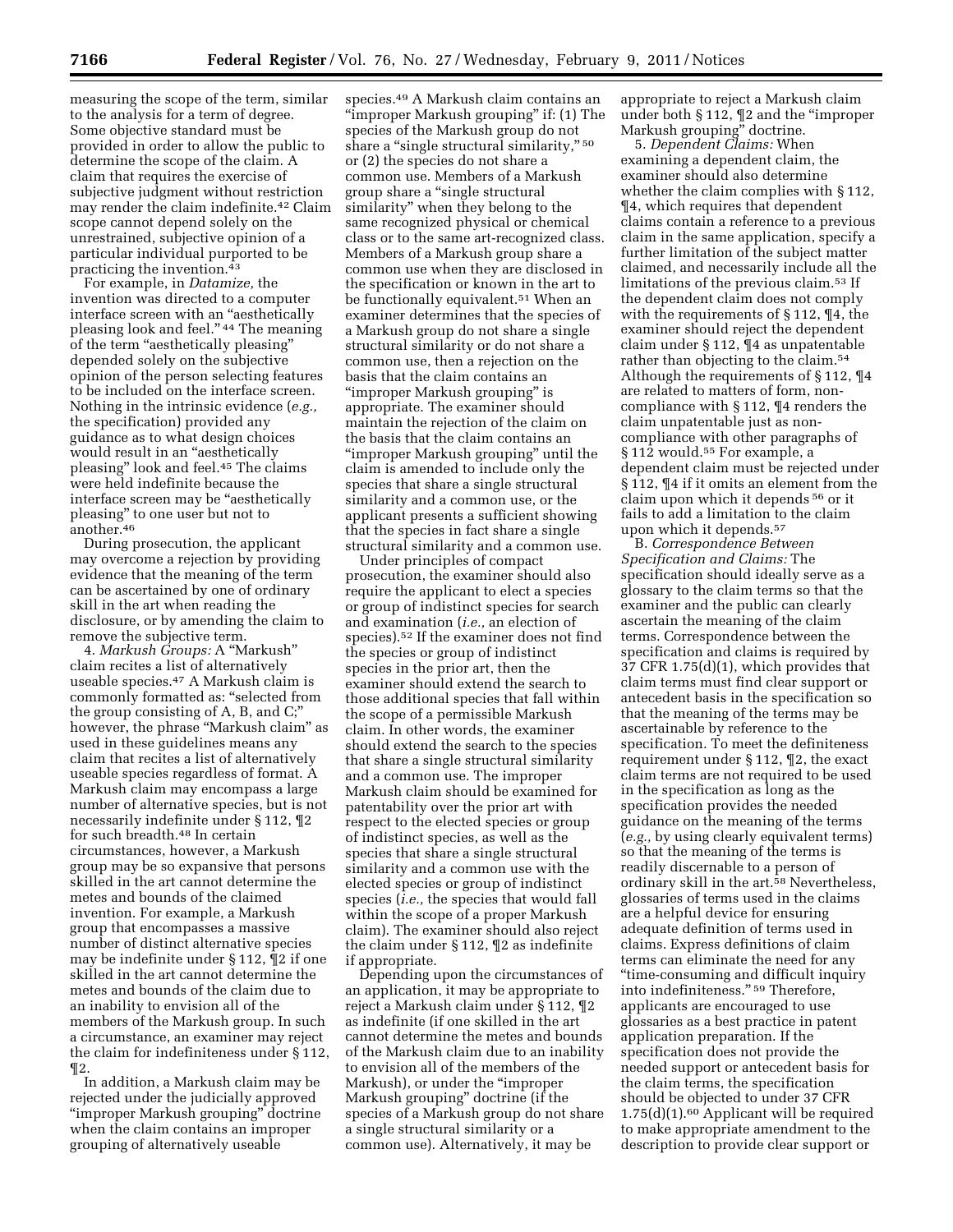measuring the scope of the term, similar to the analysis for a term of degree. Some objective standard must be provided in order to allow the public to determine the scope of the claim. A claim that requires the exercise of subjective judgment without restriction may render the claim indefinite.[42] Claim scope cannot depend solely on the unrestrained, subjective opinion of a particular individual purported to be practicing the invention.[43]

For example, in *Datamize,* the invention was directed to a computer interface screen with an "aesthetically pleasing look and feel."[44] The meaning of the term "aesthetically pleasing" depended solely on the subjective opinion of the person selecting features to be included on the interface screen. Nothing in the intrinsic evidence (*e.g.,* the specification) provided any guidance as to what design choices would result in an "aesthetically pleasing" look and feel.[45] The claims were held indefinite because the interface screen may be "aesthetically pleasing" to one user but not to another.[46]

During prosecution, the applicant may overcome a rejection by providing evidence that the meaning of the term can be ascertained by one of ordinary skill in the art when reading the disclosure, or by amending the claim to remove the subjective term.

4. *Markush Groups:* A "Markush" claim recites a list of alternatively useable species.[47] A Markush claim is commonly formatted as: "selected from the group consisting of A, B, and C;" however, the phrase "Markush claim" as used in these guidelines means any claim that recites a list of alternatively useable species regardless of format. A Markush claim may encompass a large number of alternative species, but is not necessarily indefinite under § 112, ¶2 for such breadth.[48] In certain circumstances, however, a Markush group may be so expansive that persons skilled in the art cannot determine the metes and bounds of the claimed invention. For example, a Markush group that encompasses a massive number of distinct alternative species may be indefinite under § 112, ¶2 if one skilled in the art cannot determine the metes and bounds of the claim due to an inability to envision all of the members of the Markush group. In such a circumstance, an examiner may reject the claim for indefiniteness under § 112, ¶2.

In addition, a Markush claim may be rejected under the judicially approved "improper Markush grouping" doctrine when the claim contains an improper grouping of alternatively useable species.[49] A Markush claim contains an "improper Markush grouping" if: (1) The species of the Markush group do not share a "single structural similarity,"[50] or (2) the species do not share a common use. Members of a Markush group share a "single structural similarity" when they belong to the same recognized physical or chemical class or to the same art-recognized class. Members of a Markush group share a common use when they are disclosed in the specification or known in the art to be functionally equivalent.[51] When an examiner determines that the species of a Markush group do not share a single structural similarity or do not share a common use, then a rejection on the basis that the claim contains an "improper Markush grouping" is appropriate. The examiner should maintain the rejection of the claim on the basis that the claim contains an "improper Markush grouping" until the claim is amended to include only the species that share a single structural similarity and a common use, or the applicant presents a sufficient showing that the species in fact share a single structural similarity and a common use.

Under principles of compact prosecution, the examiner should also require the applicant to elect a species or group of indistinct species for search and examination (*i.e.,* an election of species).[52] If the examiner does not find the species or group of indistinct species in the prior art, then the examiner should extend the search to those additional species that fall within the scope of a permissible Markush claim. In other words, the examiner should extend the search to the species that share a single structural similarity and a common use. The improper Markush claim should be examined for patentability over the prior art with respect to the elected species or group of indistinct species, as well as the species that share a single structural similarity and a common use with the elected species or group of indistinct species (*i.e.,* the species that would fall within the scope of a proper Markush claim). The examiner should also reject the claim under § 112, ¶2 as indefinite if appropriate.

Depending upon the circumstances of an application, it may be appropriate to reject a Markush claim under § 112, ¶2 as indefinite (if one skilled in the art cannot determine the metes and bounds of the Markush claim due to an inability to envision all of the members of the Markush), or under the "improper Markush grouping" doctrine (if the species of a Markush group do not share a single structural similarity or a common use). Alternatively, it may be appropriate to reject a Markush claim under both § 112, ¶2 and the "improper Markush grouping" doctrine.

5. *Dependent Claims:* When examining a dependent claim, the examiner should also determine whether the claim complies with § 112, ¶4, which requires that dependent claims contain a reference to a previous claim in the same application, specify a further limitation of the subject matter claimed, and necessarily include all the limitations of the previous claim.[53] If the dependent claim does not comply with the requirements of § 112, ¶4, the examiner should reject the dependent claim under § 112, ¶4 as unpatentable rather than objecting to the claim.[54] Although the requirements of § 112, ¶4 are related to matters of form, non-compliance with § 112, ¶4 renders the claim unpatentable just as non-compliance with other paragraphs of § 112 would.[55] For example, a dependent claim must be rejected under § 112, ¶4 if it omits an element from the claim upon which it depends[56] or it fails to add a limitation to the claim upon which it depends.[57]

B. *Correspondence Between Specification and Claims:* The specification should ideally serve as a glossary to the claim terms so that the examiner and the public can clearly ascertain the meaning of the claim terms. Correspondence between the specification and claims is required by 37 CFR 1.75(d)(1), which provides that claim terms must find clear support or antecedent basis in the specification so that the meaning of the terms may be ascertainable by reference to the specification. To meet the definiteness requirement under § 112, ¶2, the exact claim terms are not required to be used in the specification as long as the specification provides the needed guidance on the meaning of the terms (*e.g.,* by using clearly equivalent terms) so that the meaning of the terms is readily discernable to a person of ordinary skill in the art.[58] Nevertheless, glossaries of terms used in the claims are a helpful device for ensuring adequate definition of terms used in claims. Express definitions of claim terms can eliminate the need for any "time-consuming and difficult inquiry into indefiniteness."[59] Therefore, applicants are encouraged to use glossaries as a best practice in patent application preparation. If the specification does not provide the needed support or antecedent basis for the claim terms, the specification should be objected to under 37 CFR 1.75(d)(1).[60] Applicant will be required to make appropriate amendment to the description to provide clear support or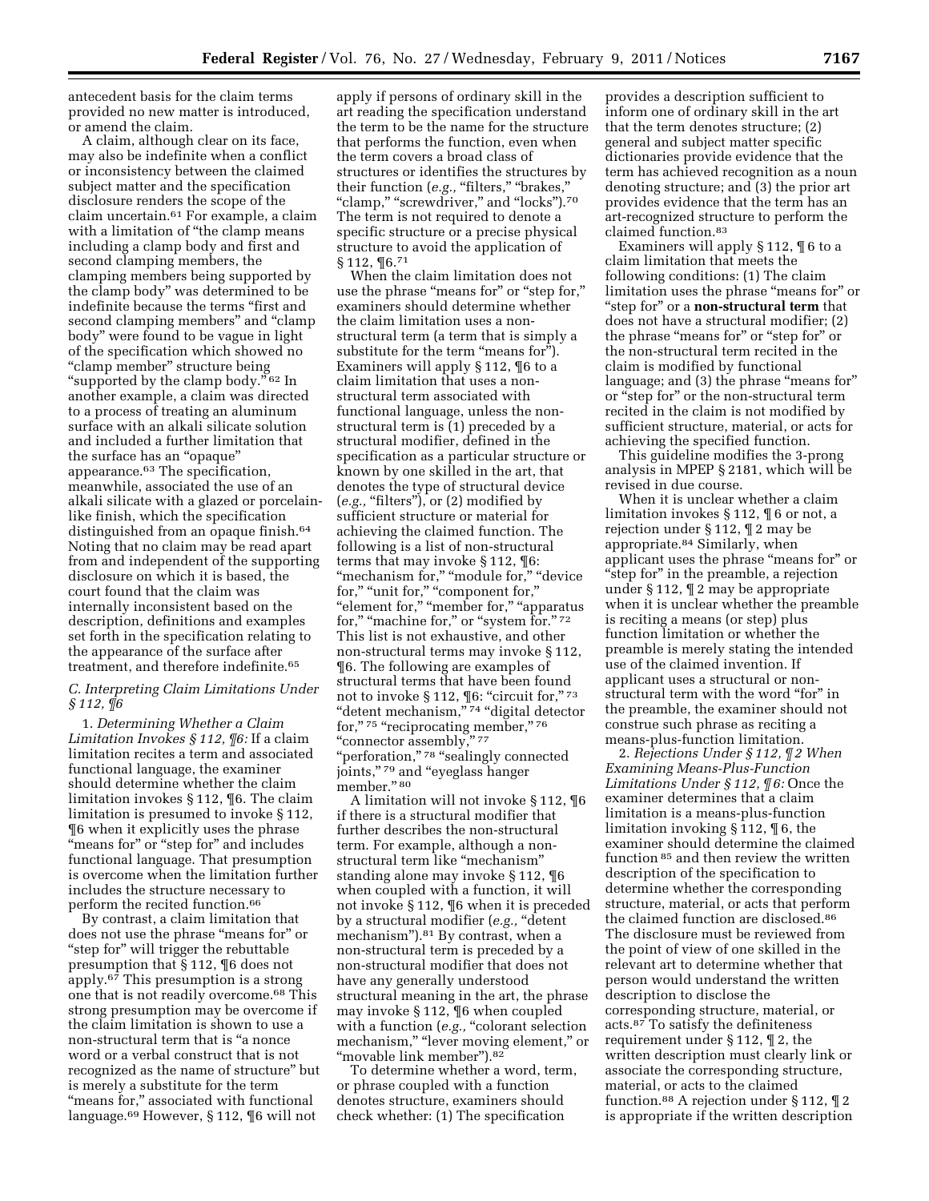antecedent basis for the claim terms provided no new matter is introduced, or amend the claim.

A claim, although clear on its face, may also be indefinite when a conflict or inconsistency between the claimed subject matter and the specification disclosure renders the scope of the claim uncertain.[61] For example, a claim with a limitation of "the clamp means including a clamp body and first and second clamping members, the clamping members being supported by the clamp body" was determined to be indefinite because the terms "first and second clamping members" and "clamp body" were found to be vague in light of the specification which showed no "clamp member" structure being "supported by the clamp body."[62] In another example, a claim was directed to a process of treating an aluminum surface with an alkali silicate solution and included a further limitation that the surface has an "opaque" appearance.[63] The specification, meanwhile, associated the use of an alkali silicate with a glazed or porcelain-like finish, which the specification distinguished from an opaque finish.[64] Noting that no claim may be read apart from and independent of the supporting disclosure on which it is based, the court found that the claim was internally inconsistent based on the description, definitions and examples set forth in the specification relating to the appearance of the surface after treatment, and therefore indefinite.[65]

### *C. Interpreting Claim Limitations Under § 112, ¶6*

1. *Determining Whether a Claim Limitation Invokes § 112, ¶6:* If a claim limitation recites a term and associated functional language, the examiner should determine whether the claim limitation invokes § 112, ¶6. The claim limitation is presumed to invoke § 112, ¶6 when it explicitly uses the phrase "means for" or "step for" and includes functional language. That presumption is overcome when the limitation further includes the structure necessary to perform the recited function.[66]

By contrast, a claim limitation that does not use the phrase "means for" or "step for" will trigger the rebuttable presumption that § 112, ¶6 does not apply.[67] This presumption is a strong one that is not readily overcome.[68] This strong presumption may be overcome if the claim limitation is shown to use a non-structural term that is "a nonce word or a verbal construct that is not recognized as the name of structure" but is merely a substitute for the term "means for," associated with functional language.[69] However, § 112, ¶6 will not apply if persons of ordinary skill in the art reading the specification understand the term to be the name for the structure that performs the function, even when the term covers a broad class of structures or identifies the structures by their function (*e.g.*, "filters," "brakes," "clamp," "screwdriver," and "locks").[70] The term is not required to denote a specific structure or a precise physical structure to avoid the application of § 112, ¶6.[71]

When the claim limitation does not use the phrase "means for" or "step for," examiners should determine whether the claim limitation uses a non-structural term (a term that is simply a substitute for the term "means for"). Examiners will apply § 112, ¶6 to a claim limitation that uses a non-structural term associated with functional language, unless the non-structural term is (1) preceded by a structural modifier, defined in the specification as a particular structure or known by one skilled in the art, that denotes the type of structural device (*e.g.*, "filters"), or (2) modified by sufficient structure or material for achieving the claimed function. The following is a list of non-structural terms that may invoke § 112, ¶6: "mechanism for," "module for," "device for," "unit for," "component for," "element for," "member for," "apparatus for," "machine for," or "system for."[72] This list is not exhaustive, and other non-structural terms may invoke § 112, ¶6. The following are examples of structural terms that have been found not to invoke § 112, ¶6: "circuit for,"[73] "detent mechanism,"[74] "digital detector for,"[75] "reciprocating member,"[76] "connector assembly,"[77] "perforation,"[78] "sealingly connected joints,"[79] and "eyeglass hanger member."[80]

A limitation will not invoke § 112, ¶6 if there is a structural modifier that further describes the non-structural term. For example, although a non-structural term like "mechanism" standing alone may invoke § 112, ¶6 when coupled with a function, it will not invoke § 112, ¶6 when it is preceded by a structural modifier (*e.g.*, "detent mechanism").[81] By contrast, when a non-structural term is preceded by a non-structural modifier that does not have any generally understood structural meaning in the art, the phrase may invoke § 112, ¶6 when coupled with a function (*e.g.*, "colorant selection mechanism," "lever moving element," or "movable link member").[82]

To determine whether a word, term, or phrase coupled with a function denotes structure, examiners should check whether: (1) The specification provides a description sufficient to inform one of ordinary skill in the art that the term denotes structure; (2) general and subject matter specific dictionaries provide evidence that the term has achieved recognition as a noun denoting structure; and (3) the prior art provides evidence that the term has an art-recognized structure to perform the claimed function.[83]

Examiners will apply § 112, ¶ 6 to a claim limitation that meets the following conditions: (1) The claim limitation uses the phrase "means for" or "step for" or a **non-structural term** that does not have a structural modifier; (2) the phrase "means for" or "step for" or the non-structural term recited in the claim is modified by functional language; and (3) the phrase "means for" or "step for" or the non-structural term recited in the claim is not modified by sufficient structure, material, or acts for achieving the specified function.

This guideline modifies the 3-prong analysis in MPEP § 2181, which will be revised in due course.

When it is unclear whether a claim limitation invokes § 112, ¶ 6 or not, a rejection under § 112, ¶ 2 may be appropriate.[84] Similarly, when applicant uses the phrase "means for" or "step for" in the preamble, a rejection under § 112, ¶ 2 may be appropriate when it is unclear whether the preamble is reciting a means (or step) plus function limitation or whether the preamble is merely stating the intended use of the claimed invention. If applicant uses a structural or non-structural term with the word "for" in the preamble, the examiner should not construe such phrase as reciting a means-plus-function limitation.

2. *Rejections Under § 112, ¶ 2 When Examining Means-Plus-Function Limitations Under § 112, ¶ 6:* Once the examiner determines that a claim limitation is a means-plus-function limitation invoking § 112, ¶ 6, the examiner should determine the claimed function[85] and then review the written description of the specification to determine whether the corresponding structure, material, or acts that perform the claimed function are disclosed.[86] The disclosure must be reviewed from the point of view of one skilled in the relevant art to determine whether that person would understand the written description to disclose the corresponding structure, material, or acts.[87] To satisfy the definiteness requirement under § 112, ¶ 2, the written description must clearly link or associate the corresponding structure, material, or acts to the claimed function.[88] A rejection under § 112, ¶ 2 is appropriate if the written description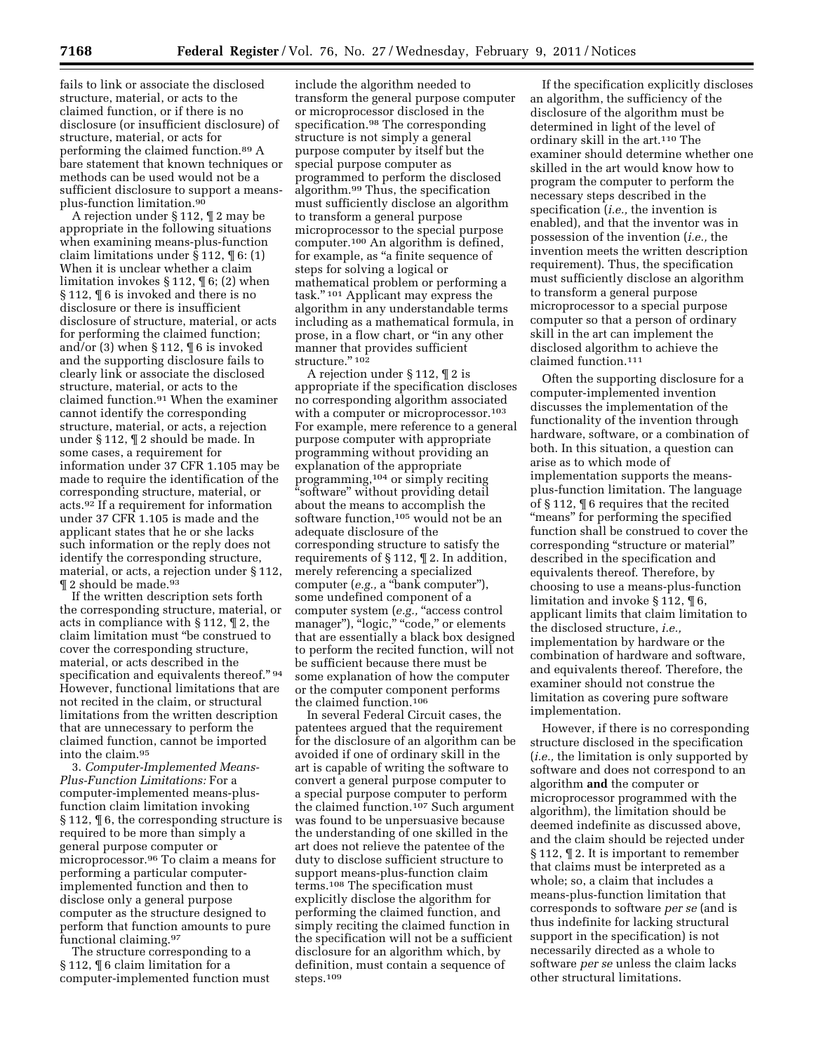fails to link or associate the disclosed structure, material, or acts to the claimed function, or if there is no disclosure (or insufficient disclosure) of structure, material, or acts for performing the claimed function.[89] A bare statement that known techniques or methods can be used would not be a sufficient disclosure to support a means-plus-function limitation.[90]

A rejection under § 112, ¶ 2 may be appropriate in the following situations when examining means-plus-function claim limitations under § 112, ¶ 6: (1) When it is unclear whether a claim limitation invokes § 112, ¶ 6; (2) when § 112, ¶ 6 is invoked and there is no disclosure or there is insufficient disclosure of structure, material, or acts for performing the claimed function; and/or (3) when § 112, ¶ 6 is invoked and the supporting disclosure fails to clearly link or associate the disclosed structure, material, or acts to the claimed function.[91] When the examiner cannot identify the corresponding structure, material, or acts, a rejection under § 112, ¶ 2 should be made. In some cases, a requirement for information under 37 CFR 1.105 may be made to require the identification of the corresponding structure, material, or acts.[92] If a requirement for information under 37 CFR 1.105 is made and the applicant states that he or she lacks such information or the reply does not identify the corresponding structure, material, or acts, a rejection under § 112, ¶ 2 should be made.[93]

If the written description sets forth the corresponding structure, material, or acts in compliance with § 112, ¶ 2, the claim limitation must "be construed to cover the corresponding structure, material, or acts described in the specification and equivalents thereof." [94] However, functional limitations that are not recited in the claim, or structural limitations from the written description that are unnecessary to perform the claimed function, cannot be imported into the claim.[95]

3. *Computer-Implemented Means-Plus-Function Limitations:* For a computer-implemented means-plus-function claim limitation invoking § 112, ¶ 6, the corresponding structure is required to be more than simply a general purpose computer or microprocessor.[96] To claim a means for performing a particular computer-implemented function and then to disclose only a general purpose computer as the structure designed to perform that function amounts to pure functional claiming.[97]

The structure corresponding to a § 112, ¶ 6 claim limitation for a computer-implemented function must include the algorithm needed to transform the general purpose computer or microprocessor disclosed in the specification.[98] The corresponding structure is not simply a general purpose computer by itself but the special purpose computer as programmed to perform the disclosed algorithm.[99] Thus, the specification must sufficiently disclose an algorithm to transform a general purpose microprocessor to the special purpose computer.[100] An algorithm is defined, for example, as "a finite sequence of steps for solving a logical or mathematical problem or performing a task." [101] Applicant may express the algorithm in any understandable terms including as a mathematical formula, in prose, in a flow chart, or "in any other manner that provides sufficient structure." [102]

A rejection under § 112, ¶ 2 is appropriate if the specification discloses no corresponding algorithm associated with a computer or microprocessor.[103] For example, mere reference to a general purpose computer with appropriate programming without providing an explanation of the appropriate programming,[104] or simply reciting "software" without providing detail about the means to accomplish the software function,[105] would not be an adequate disclosure of the corresponding structure to satisfy the requirements of § 112, ¶ 2. In addition, merely referencing a specialized computer (*e.g.,* a "bank computer"), some undefined component of a computer system (*e.g.,* "access control manager"), "logic," "code," or elements that are essentially a black box designed to perform the recited function, will not be sufficient because there must be some explanation of how the computer or the computer component performs the claimed function.[106]

In several Federal Circuit cases, the patentees argued that the requirement for the disclosure of an algorithm can be avoided if one of ordinary skill in the art is capable of writing the software to convert a general purpose computer to a special purpose computer to perform the claimed function.[107] Such argument was found to be unpersuasive because the understanding of one skilled in the art does not relieve the patentee of the duty to disclose sufficient structure to support means-plus-function claim terms.[108] The specification must explicitly disclose the algorithm for performing the claimed function, and simply reciting the claimed function in the specification will not be a sufficient disclosure for an algorithm which, by definition, must contain a sequence of steps.[109]

If the specification explicitly discloses an algorithm, the sufficiency of the disclosure of the algorithm must be determined in light of the level of ordinary skill in the art.[110] The examiner should determine whether one skilled in the art would know how to program the computer to perform the necessary steps described in the specification (*i.e.,* the invention is enabled), and that the inventor was in possession of the invention (*i.e.,* the invention meets the written description requirement). Thus, the specification must sufficiently disclose an algorithm to transform a general purpose microprocessor to a special purpose computer so that a person of ordinary skill in the art can implement the disclosed algorithm to achieve the claimed function.[111]

Often the supporting disclosure for a computer-implemented invention discusses the implementation of the functionality of the invention through hardware, software, or a combination of both. In this situation, a question can arise as to which mode of implementation supports the means-plus-function limitation. The language of § 112, ¶ 6 requires that the recited "means" for performing the specified function shall be construed to cover the corresponding "structure or material" described in the specification and equivalents thereof. Therefore, by choosing to use a means-plus-function limitation and invoke § 112, ¶ 6, applicant limits that claim limitation to the disclosed structure, *i.e.,* implementation by hardware or the combination of hardware and software, and equivalents thereof. Therefore, the examiner should not construe the limitation as covering pure software implementation.

However, if there is no corresponding structure disclosed in the specification (*i.e.,* the limitation is only supported by software and does not correspond to an algorithm **and** the computer or microprocessor programmed with the algorithm), the limitation should be deemed indefinite as discussed above, and the claim should be rejected under § 112, ¶ 2. It is important to remember that claims must be interpreted as a whole; so, a claim that includes a means-plus-function limitation that corresponds to software *per se* (and is thus indefinite for lacking structural support in the specification) is not necessarily directed as a whole to software *per se* unless the claim lacks other structural limitations.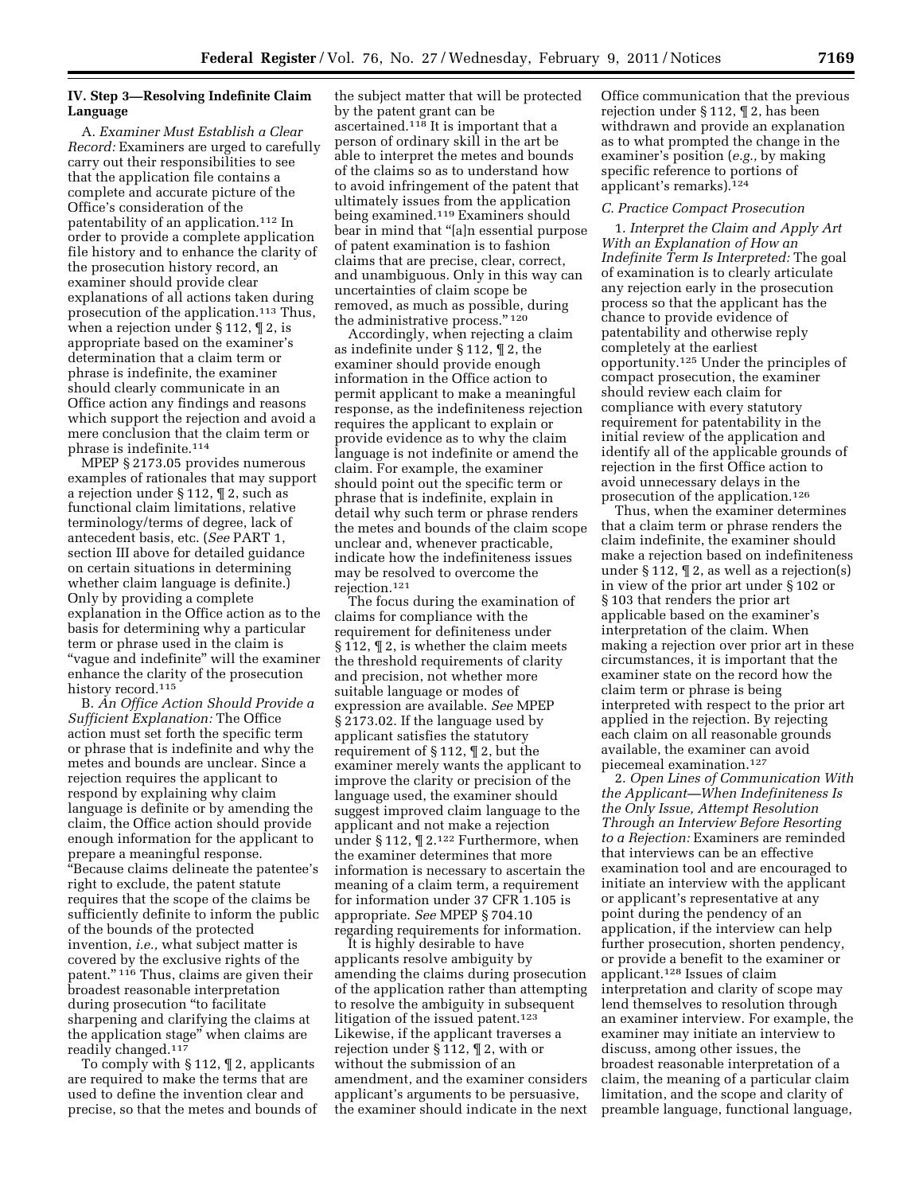## IV. Step 3—Resolving Indefinite Claim Language

A. *Examiner Must Establish a Clear Record:* Examiners are urged to carefully carry out their responsibilities to see that the application file contains a complete and accurate picture of the Office's consideration of the patentability of an application.[112] In order to provide a complete application file history and to enhance the clarity of the prosecution history record, an examiner should provide clear explanations of all actions taken during prosecution of the application.[113] Thus, when a rejection under § 112, ¶ 2, is appropriate based on the examiner's determination that a claim term or phrase is indefinite, the examiner should clearly communicate in an Office action any findings and reasons which support the rejection and avoid a mere conclusion that the claim term or phrase is indefinite.[114]

MPEP § 2173.05 provides numerous examples of rationales that may support a rejection under § 112, ¶ 2, such as functional claim limitations, relative terminology/terms of degree, lack of antecedent basis, etc. (*See* PART 1, section III above for detailed guidance on certain situations in determining whether claim language is definite.) Only by providing a complete explanation in the Office action as to the basis for determining why a particular term or phrase used in the claim is "vague and indefinite" will the examiner enhance the clarity of the prosecution history record.[115]

B. *An Office Action Should Provide a Sufficient Explanation:* The Office action must set forth the specific term or phrase that is indefinite and why the metes and bounds are unclear. Since a rejection requires the applicant to respond by explaining why claim language is definite or by amending the claim, the Office action should provide enough information for the applicant to prepare a meaningful response. "Because claims delineate the patentee's right to exclude, the patent statute requires that the scope of the claims be sufficiently definite to inform the public of the bounds of the protected invention, *i.e.,* what subject matter is covered by the exclusive rights of the patent."[116] Thus, claims are given their broadest reasonable interpretation during prosecution "to facilitate sharpening and clarifying the claims at the application stage" when claims are readily changed.[117]

To comply with § 112, ¶ 2, applicants are required to make the terms that are used to define the invention clear and precise, so that the metes and bounds of the subject matter that will be protected by the patent grant can be ascertained.[118] It is important that a person of ordinary skill in the art be able to interpret the metes and bounds of the claims so as to understand how to avoid infringement of the patent that ultimately issues from the application being examined.[119] Examiners should bear in mind that "[a]n essential purpose of patent examination is to fashion claims that are precise, clear, correct, and unambiguous. Only in this way can uncertainties of claim scope be removed, as much as possible, during the administrative process."[120]

Accordingly, when rejecting a claim as indefinite under § 112, ¶ 2, the examiner should provide enough information in the Office action to permit applicant to make a meaningful response, as the indefiniteness rejection requires the applicant to explain or provide evidence as to why the claim language is not indefinite or amend the claim. For example, the examiner should point out the specific term or phrase that is indefinite, explain in detail why such term or phrase renders the metes and bounds of the claim scope unclear and, whenever practicable, indicate how the indefiniteness issues may be resolved to overcome the rejection.[121]

The focus during the examination of claims for compliance with the requirement for definiteness under § 112, ¶ 2, is whether the claim meets the threshold requirements of clarity and precision, not whether more suitable language or modes of expression are available. *See* MPEP § 2173.02. If the language used by applicant satisfies the statutory requirement of § 112, ¶ 2, but the examiner merely wants the applicant to improve the clarity or precision of the language used, the examiner should suggest improved claim language to the applicant and not make a rejection under § 112, ¶ 2.[122] Furthermore, when the examiner determines that more information is necessary to ascertain the meaning of a claim term, a requirement for information under 37 CFR 1.105 is appropriate. *See* MPEP § 704.10 regarding requirements for information.

It is highly desirable to have applicants resolve ambiguity by amending the claims during prosecution of the application rather than attempting to resolve the ambiguity in subsequent litigation of the issued patent.[123] Likewise, if the applicant traverses a rejection under § 112, ¶ 2, with or without the submission of an amendment, and the examiner considers applicant's arguments to be persuasive, the examiner should indicate in the next Office communication that the previous rejection under § 112, ¶ 2, has been withdrawn and provide an explanation as to what prompted the change in the examiner's position (*e.g.,* by making specific reference to portions of applicant's remarks).[124]

### C. Practice Compact Prosecution

1. *Interpret the Claim and Apply Art With an Explanation of How an Indefinite Term Is Interpreted:* The goal of examination is to clearly articulate any rejection early in the prosecution process so that the applicant has the chance to provide evidence of patentability and otherwise reply completely at the earliest opportunity.[125] Under the principles of compact prosecution, the examiner should review each claim for compliance with every statutory requirement for patentability in the initial review of the application and identify all of the applicable grounds of rejection in the first Office action to avoid unnecessary delays in the prosecution of the application.[126]

Thus, when the examiner determines that a claim term or phrase renders the claim indefinite, the examiner should make a rejection based on indefiniteness under § 112, ¶ 2, as well as a rejection(s) in view of the prior art under § 102 or § 103 that renders the prior art applicable based on the examiner's interpretation of the claim. When making a rejection over prior art in these circumstances, it is important that the examiner state on the record how the claim term or phrase is being interpreted with respect to the prior art applied in the rejection. By rejecting each claim on all reasonable grounds available, the examiner can avoid piecemeal examination.[127]

2. *Open Lines of Communication With the Applicant—When Indefiniteness Is the Only Issue, Attempt Resolution Through an Interview Before Resorting to a Rejection:* Examiners are reminded that interviews can be an effective examination tool and are encouraged to initiate an interview with the applicant or applicant's representative at any point during the pendency of an application, if the interview can help further prosecution, shorten pendency, or provide a benefit to the examiner or applicant.[128] Issues of claim interpretation and clarity of scope may lend themselves to resolution through an examiner interview. For example, the examiner may initiate an interview to discuss, among other issues, the broadest reasonable interpretation of a claim, the meaning of a particular claim limitation, and the scope and clarity of preamble language, functional language,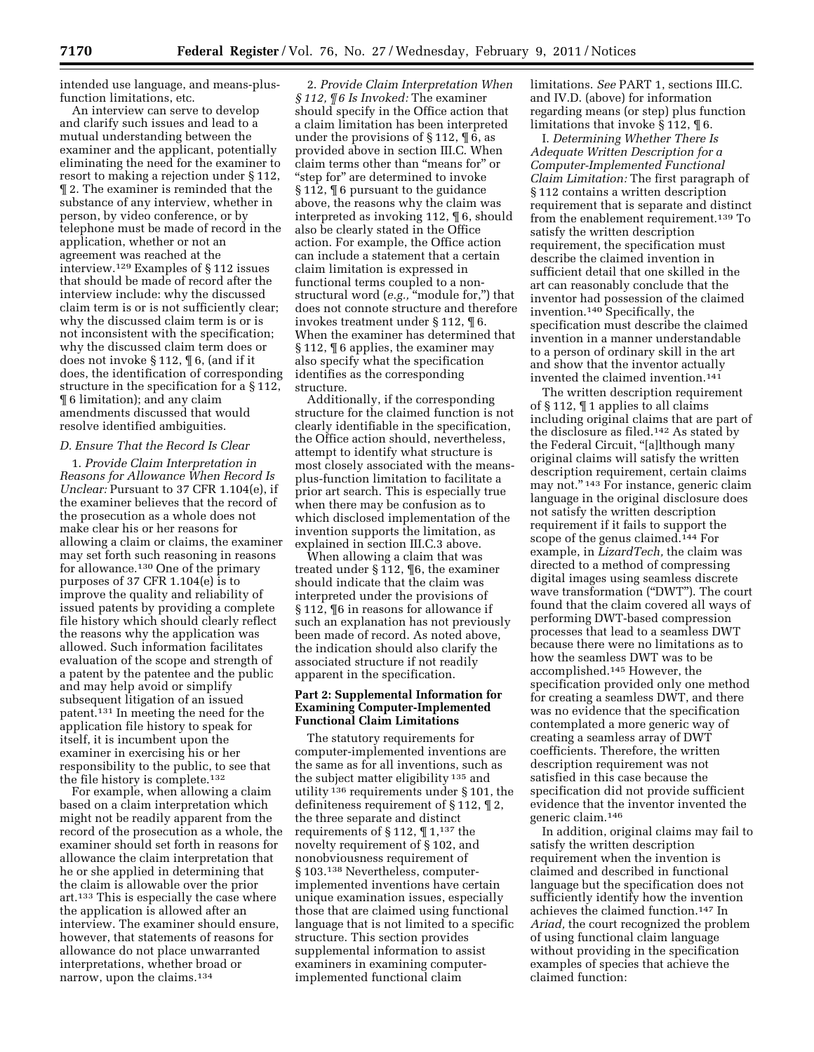intended use language, and means-plus-function limitations, etc.

An interview can serve to develop and clarify such issues and lead to a mutual understanding between the examiner and the applicant, potentially eliminating the need for the examiner to resort to making a rejection under § 112, ¶ 2. The examiner is reminded that the substance of any interview, whether in person, by video conference, or by telephone must be made of record in the application, whether or not an agreement was reached at the interview.[129] Examples of § 112 issues that should be made of record after the interview include: why the discussed claim term is or is not sufficiently clear; why the discussed claim term is or is not inconsistent with the specification; why the discussed claim term does or does not invoke § 112, ¶ 6, (and if it does, the identification of corresponding structure in the specification for a § 112, ¶ 6 limitation); and any claim amendments discussed that would resolve identified ambiguities.

### D. Ensure That the Record Is Clear

1. *Provide Claim Interpretation in Reasons for Allowance When Record Is Unclear:* Pursuant to 37 CFR 1.104(e), if the examiner believes that the record of the prosecution as a whole does not make clear his or her reasons for allowing a claim or claims, the examiner may set forth such reasoning in reasons for allowance.[130] One of the primary purposes of 37 CFR 1.104(e) is to improve the quality and reliability of issued patents by providing a complete file history which should clearly reflect the reasons why the application was allowed. Such information facilitates evaluation of the scope and strength of a patent by the patentee and the public and may help avoid or simplify subsequent litigation of an issued patent.[131] In meeting the need for the application file history to speak for itself, it is incumbent upon the examiner in exercising his or her responsibility to the public, to see that the file history is complete.[132]

For example, when allowing a claim based on a claim interpretation which might not be readily apparent from the record of the prosecution as a whole, the examiner should set forth in reasons for allowance the claim interpretation that he or she applied in determining that the claim is allowable over the prior art.[133] This is especially the case where the application is allowed after an interview. The examiner should ensure, however, that statements of reasons for allowance do not place unwarranted interpretations, whether broad or narrow, upon the claims.[134]

2. *Provide Claim Interpretation When § 112, ¶ 6 Is Invoked:* The examiner should specify in the Office action that a claim limitation has been interpreted under the provisions of § 112, ¶ 6, as provided above in section III.C. When claim terms other than "means for" or "step for" are determined to invoke § 112, ¶ 6 pursuant to the guidance above, the reasons why the claim was interpreted as invoking 112, ¶ 6, should also be clearly stated in the Office action. For example, the Office action can include a statement that a certain claim limitation is expressed in functional terms coupled to a non-structural word (*e.g.,* "module for,") that does not connote structure and therefore invokes treatment under § 112, ¶ 6. When the examiner has determined that § 112, ¶ 6 applies, the examiner may also specify what the specification identifies as the corresponding structure.

Additionally, if the corresponding structure for the claimed function is not clearly identifiable in the specification, the Office action should, nevertheless, attempt to identify what structure is most closely associated with the means-plus-function limitation to facilitate a prior art search. This is especially true when there may be confusion as to which disclosed implementation of the invention supports the limitation, as explained in section III.C.3 above.

When allowing a claim that was treated under § 112, ¶6, the examiner should indicate that the claim was interpreted under the provisions of § 112, ¶6 in reasons for allowance if such an explanation has not previously been made of record. As noted above, the indication should also clarify the associated structure if not readily apparent in the specification.

## Part 2: Supplemental Information for Examining Computer-Implemented Functional Claim Limitations

The statutory requirements for computer-implemented inventions are the same as for all inventions, such as the subject matter eligibility[135] and utility[136] requirements under § 101, the definiteness requirement of § 112, ¶ 2, the three separate and distinct requirements of § 112, ¶ 1,[137] the novelty requirement of § 102, and nonobviousness requirement of § 103.[138] Nevertheless, computer-implemented inventions have certain unique examination issues, especially those that are claimed using functional language that is not limited to a specific structure. This section provides supplemental information to assist examiners in examining computer-implemented functional claim limitations. *See* PART 1, sections III.C. and IV.D. (above) for information regarding means (or step) plus function limitations that invoke § 112, ¶ 6.

I. *Determining Whether There Is Adequate Written Description for a Computer-Implemented Functional Claim Limitation:* The first paragraph of § 112 contains a written description requirement that is separate and distinct from the enablement requirement.[139] To satisfy the written description requirement, the specification must describe the claimed invention in sufficient detail that one skilled in the art can reasonably conclude that the inventor had possession of the claimed invention.[140] Specifically, the specification must describe the claimed invention in a manner understandable to a person of ordinary skill in the art and show that the inventor actually invented the claimed invention.[141]

The written description requirement of § 112, ¶ 1 applies to all claims including original claims that are part of the disclosure as filed.[142] As stated by the Federal Circuit, "[a]lthough many original claims will satisfy the written description requirement, certain claims may not."[143] For instance, generic claim language in the original disclosure does not satisfy the written description requirement if it fails to support the scope of the genus claimed.[144] For example, in *LizardTech,* the claim was directed to a method of compressing digital images using seamless discrete wave transformation ("DWT"). The court found that the claim covered all ways of performing DWT-based compression processes that lead to a seamless DWT because there were no limitations as to how the seamless DWT was to be accomplished.[145] However, the specification provided only one method for creating a seamless DWT, and there was no evidence that the specification contemplated a more generic way of creating a seamless array of DWT coefficients. Therefore, the written description requirement was not satisfied in this case because the specification did not provide sufficient evidence that the inventor invented the generic claim.[146]

In addition, original claims may fail to satisfy the written description requirement when the invention is claimed and described in functional language but the specification does not sufficiently identify how the invention achieves the claimed function.[147] In *Ariad,* the court recognized the problem of using functional claim language without providing in the specification examples of species that achieve the claimed function: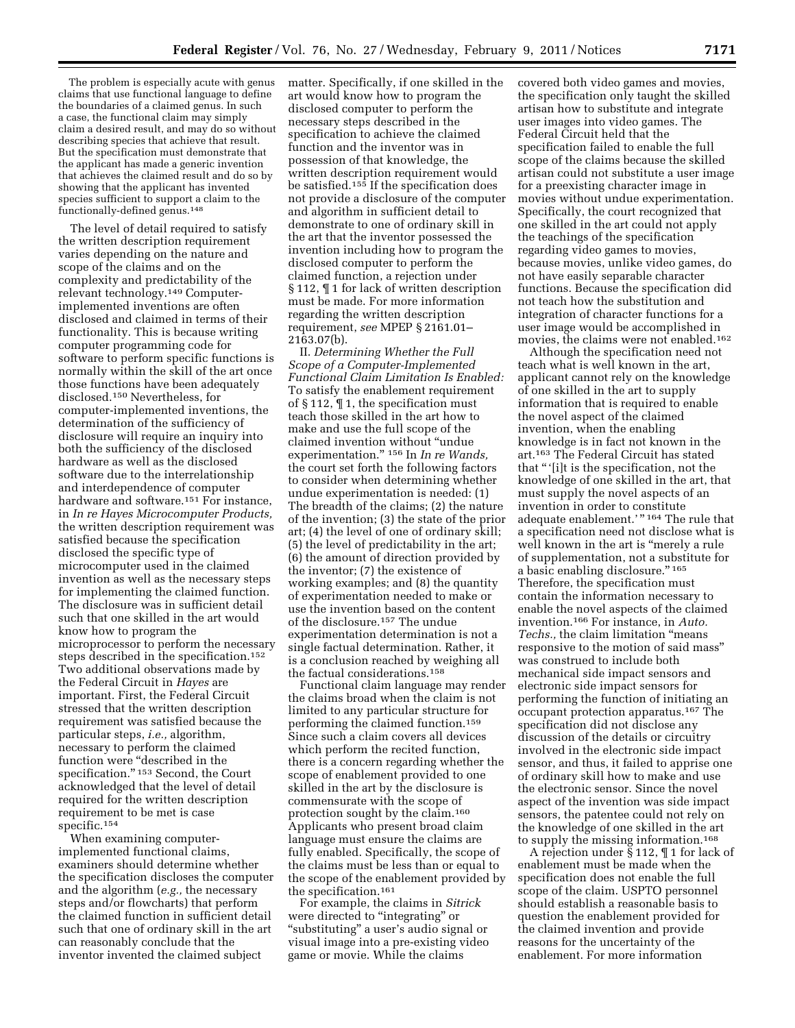The problem is especially acute with genus claims that use functional language to define the boundaries of a claimed genus. In such a case, the functional claim may simply claim a desired result, and may do so without describing species that achieve that result. But the specification must demonstrate that the applicant has made a generic invention that achieves the claimed result and do so by showing that the applicant has invented species sufficient to support a claim to the functionally-defined genus.[148]

The level of detail required to satisfy the written description requirement varies depending on the nature and scope of the claims and on the complexity and predictability of the relevant technology.[149] Computer-implemented inventions are often disclosed and claimed in terms of their functionality. This is because writing computer programming code for software to perform specific functions is normally within the skill of the art once those functions have been adequately disclosed.[150] Nevertheless, for computer-implemented inventions, the determination of the sufficiency of disclosure will require an inquiry into both the sufficiency of the disclosed hardware as well as the disclosed software due to the interrelationship and interdependence of computer hardware and software.[151] For instance, in *In re Hayes Microcomputer Products,* the written description requirement was satisfied because the specification disclosed the specific type of microcomputer used in the claimed invention as well as the necessary steps for implementing the claimed function. The disclosure was in sufficient detail such that one skilled in the art would know how to program the microprocessor to perform the necessary steps described in the specification.[152] Two additional observations made by the Federal Circuit in *Hayes* are important. First, the Federal Circuit stressed that the written description requirement was satisfied because the particular steps, *i.e.,* algorithm, necessary to perform the claimed function were "described in the specification."[153] Second, the Court acknowledged that the level of detail required for the written description requirement to be met is case specific.[154]

When examining computer-implemented functional claims, examiners should determine whether the specification discloses the computer and the algorithm (*e.g.,* the necessary steps and/or flowcharts) that perform the claimed function in sufficient detail such that one of ordinary skill in the art can reasonably conclude that the inventor invented the claimed subject matter. Specifically, if one skilled in the art would know how to program the disclosed computer to perform the necessary steps described in the specification to achieve the claimed function and the inventor was in possession of that knowledge, the written description requirement would be satisfied.[155] If the specification does not provide a disclosure of the computer and algorithm in sufficient detail to demonstrate to one of ordinary skill in the art that the inventor possessed the invention including how to program the disclosed computer to perform the claimed function, a rejection under § 112, ¶ 1 for lack of written description must be made. For more information regarding the written description requirement, *see* MPEP § 2161.01–2163.07(b).

II. *Determining Whether the Full Scope of a Computer-Implemented Functional Claim Limitation Is Enabled:* To satisfy the enablement requirement of § 112, ¶ 1, the specification must teach those skilled in the art how to make and use the full scope of the claimed invention without "undue experimentation."[156] In *In re Wands,* the court set forth the following factors to consider when determining whether undue experimentation is needed: (1) The breadth of the claims; (2) the nature of the invention; (3) the state of the prior art; (4) the level of one of ordinary skill; (5) the level of predictability in the art; (6) the amount of direction provided by the inventor; (7) the existence of working examples; and (8) the quantity of experimentation needed to make or use the invention based on the content of the disclosure.[157] The undue experimentation determination is not a single factual determination. Rather, it is a conclusion reached by weighing all the factual considerations.[158]

Functional claim language may render the claims broad when the claim is not limited to any particular structure for performing the claimed function.[159] Since such a claim covers all devices which perform the recited function, there is a concern regarding whether the scope of enablement provided to one skilled in the art by the disclosure is commensurate with the scope of protection sought by the claim.[160] Applicants who present broad claim language must ensure the claims are fully enabled. Specifically, the scope of the claims must be less than or equal to the scope of the enablement provided by the specification.[161]

For example, the claims in *Sitrick* were directed to "integrating" or "substituting" a user's audio signal or visual image into a pre-existing video game or movie. While the claims covered both video games and movies, the specification only taught the skilled artisan how to substitute and integrate user images into video games. The Federal Circuit held that the specification failed to enable the full scope of the claims because the skilled artisan could not substitute a user image for a preexisting character image in movies without undue experimentation. Specifically, the court recognized that one skilled in the art could not apply the teachings of the specification regarding video games to movies, because movies, unlike video games, do not have easily separable character functions. Because the specification did not teach how the substitution and integration of character functions for a user image would be accomplished in movies, the claims were not enabled.[162]

Although the specification need not teach what is well known in the art, applicant cannot rely on the knowledge of one skilled in the art to supply information that is required to enable the novel aspect of the claimed invention, when the enabling knowledge is in fact not known in the art.[163] The Federal Circuit has stated that "'[i]t is the specification, not the knowledge of one skilled in the art, that must supply the novel aspects of an invention in order to constitute adequate enablement.'"[164] The rule that a specification need not disclose what is well known in the art is "merely a rule of supplementation, not a substitute for a basic enabling disclosure."[165] Therefore, the specification must contain the information necessary to enable the novel aspects of the claimed invention.[166] For instance, in *Auto. Techs.,* the claim limitation "means responsive to the motion of said mass" was construed to include both mechanical side impact sensors and electronic side impact sensors for performing the function of initiating an occupant protection apparatus.[167] The specification did not disclose any discussion of the details or circuitry involved in the electronic side impact sensor, and thus, it failed to apprise one of ordinary skill how to make and use the electronic sensor. Since the novel aspect of the invention was side impact sensors, the patentee could not rely on the knowledge of one skilled in the art to supply the missing information.[168]

A rejection under § 112, ¶ 1 for lack of enablement must be made when the specification does not enable the full scope of the claim. USPTO personnel should establish a reasonable basis to question the enablement provided for the claimed invention and provide reasons for the uncertainty of the enablement. For more information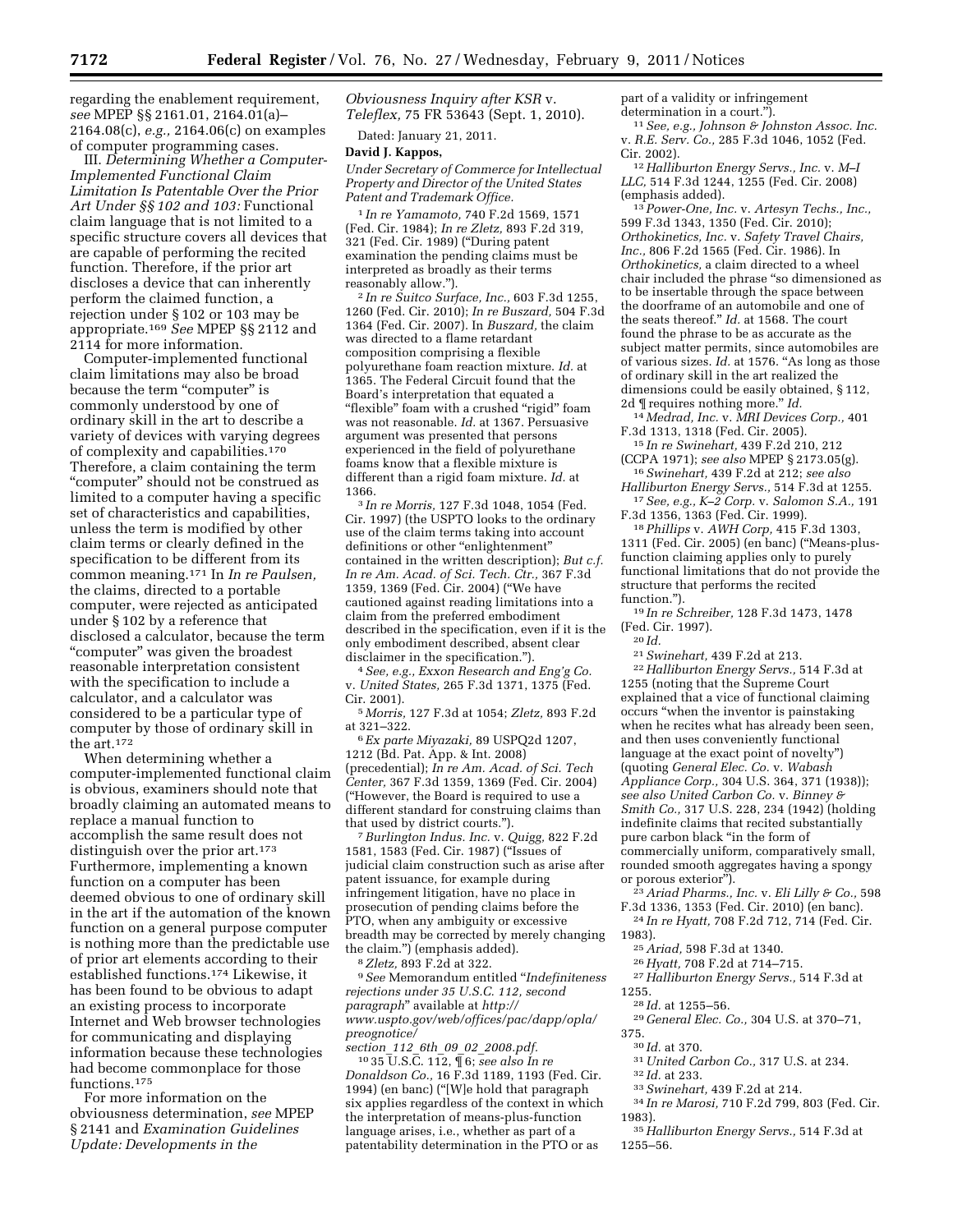regarding the enablement requirement, *see* MPEP §§ 2161.01, 2164.01(a)–2164.08(c), *e.g.,* 2164.06(c) on examples of computer programming cases.

III. *Determining Whether a Computer-Implemented Functional Claim Limitation Is Patentable Over the Prior Art Under §§ 102 and 103:* Functional claim language that is not limited to a specific structure covers all devices that are capable of performing the recited function. Therefore, if the prior art discloses a device that can inherently perform the claimed function, a rejection under § 102 or 103 may be appropriate.[169] *See* MPEP §§ 2112 and 2114 for more information.

Computer-implemented functional claim limitations may also be broad because the term "computer" is commonly understood by one of ordinary skill in the art to describe a variety of devices with varying degrees of complexity and capabilities.[170] Therefore, a claim containing the term "computer" should not be construed as limited to a computer having a specific set of characteristics and capabilities, unless the term is modified by other claim terms or clearly defined in the specification to be different from its common meaning.[171] In *In re Paulsen,* the claims, directed to a portable computer, were rejected as anticipated under § 102 by a reference that disclosed a calculator, because the term "computer" was given the broadest reasonable interpretation consistent with the specification to include a calculator, and a calculator was considered to be a particular type of computer by those of ordinary skill in the art.[172]

When determining whether a computer-implemented functional claim is obvious, examiners should note that broadly claiming an automated means to replace a manual function to accomplish the same result does not distinguish over the prior art.[173] Furthermore, implementing a known function on a computer has been deemed obvious to one of ordinary skill in the art if the automation of the known function on a general purpose computer is nothing more than the predictable use of prior art elements according to their established functions.[174] Likewise, it has been found to be obvious to adapt an existing process to incorporate Internet and Web browser technologies for communicating and displaying information because these technologies had become commonplace for those functions.[175]

For more information on the obviousness determination, *see* MPEP § 2141 and *Examination Guidelines Update: Developments in the Obviousness Inquiry after KSR* v. *Teleflex,* 75 FR 53643 (Sept. 1, 2010).

Dated: January 21, 2011.

**David J. Kappos,**

*Under Secretary of Commerce for Intellectual Property and Director of the United States Patent and Trademark Office.*

[1] *In re Yamamoto,* 740 F.2d 1569, 1571 (Fed. Cir. 1984); *In re Zletz,* 893 F.2d 319, 321 (Fed. Cir. 1989) ("During patent examination the pending claims must be interpreted as broadly as their terms reasonably allow.").

[2] *In re Suitco Surface, Inc.,* 603 F.3d 1255, 1260 (Fed. Cir. 2010); *In re Buszard,* 504 F.3d 1364 (Fed. Cir. 2007). In *Buszard,* the claim was directed to a flame retardant composition comprising a flexible polyurethane foam reaction mixture. *Id.* at 1365. The Federal Circuit found that the Board's interpretation that equated a "flexible" foam with a crushed "rigid" foam was not reasonable. *Id.* at 1367. Persuasive argument was presented that persons experienced in the field of polyurethane foams know that a flexible mixture is different than a rigid foam mixture. *Id.* at 1366.

[3] *In re Morris,* 127 F.3d 1048, 1054 (Fed. Cir. 1997) (the USPTO looks to the ordinary use of the claim terms taking into account definitions or other "enlightenment" contained in the written description); *But c.f. In re Am. Acad. of Sci. Tech. Ctr.,* 367 F.3d 1359, 1369 (Fed. Cir. 2004) ("We have cautioned against reading limitations into a claim from the preferred embodiment described in the specification, even if it is the only embodiment described, absent clear disclaimer in the specification.").

[4] *See, e.g., Exxon Research and Eng'g Co.* v. *United States,* 265 F.3d 1371, 1375 (Fed. Cir. 2001).

[5] *Morris,* 127 F.3d at 1054; *Zletz,* 893 F.2d at 321–322.

[6] *Ex parte Miyazaki,* 89 USPQ2d 1207, 1212 (Bd. Pat. App. & Int. 2008) (precedential); *In re Am. Acad. of Sci. Tech Center,* 367 F.3d 1359, 1369 (Fed. Cir. 2004) ("However, the Board is required to use a different standard for construing claims than that used by district courts.").

[7] *Burlington Indus. Inc.* v. *Quigg,* 822 F.2d 1581, 1583 (Fed. Cir. 1987) ("Issues of judicial claim construction such as arise after patent issuance, for example during infringement litigation, have no place in prosecution of pending claims before the PTO, when any ambiguity or excessive breadth may be corrected by merely changing the claim.") (emphasis added).

[8] *Zletz,* 893 F.2d at 322.

[9] *See* Memorandum entitled "*Indefiniteness rejections under 35 U.S.C. 112, second paragraph*" available at *http://www.uspto.gov/web/offices/pac/dapp/opla/preognotice/section_112_6th_09_02_2008.pdf.*

[10] 35 U.S.C. 112, ¶ 6; *see also In re Donaldson Co.,* 16 F.3d 1189, 1193 (Fed. Cir. 1994) (en banc) ("[W]e hold that paragraph six applies regardless of the context in which the interpretation of means-plus-function language arises, i.e., whether as part of a patentability determination in the PTO or as part of a validity or infringement determination in a court.").

[11] *See, e.g., Johnson & Johnston Assoc. Inc.* v. *R.E. Serv. Co.,* 285 F.3d 1046, 1052 (Fed. Cir. 2002).

[12] *Halliburton Energy Servs., Inc.* v. *M–I LLC,* 514 F.3d 1244, 1255 (Fed. Cir. 2008) (emphasis added).

[13] *Power-One, Inc.* v. *Artesyn Techs., Inc.,* 599 F.3d 1343, 1350 (Fed. Cir. 2010); *Orthokinetics, Inc.* v. *Safety Travel Chairs, Inc.,* 806 F.2d 1565 (Fed. Cir. 1986). In *Orthokinetics,* a claim directed to a wheel chair included the phrase "so dimensioned as to be insertable through the space between the doorframe of an automobile and one of the seats thereof." *Id.* at 1568. The court found the phrase to be as accurate as the subject matter permits, since automobiles are of various sizes. *Id.* at 1576. "As long as those of ordinary skill in the art realized the dimensions could be easily obtained, § 112, 2d ¶ requires nothing more." *Id.*

[14] *Medrad, Inc.* v. *MRI Devices Corp.,* 401 F.3d 1313, 1318 (Fed. Cir. 2005).

[15] *In re Swinehart,* 439 F.2d 210, 212 (CCPA 1971); *see also* MPEP § 2173.05(g).

[16] *Swinehart,* 439 F.2d at 212; *see also Halliburton Energy Servs.,* 514 F.3d at 1255.

[17] *See, e.g., K–2 Corp.* v. *Salomon S.A.,* 191 F.3d 1356, 1363 (Fed. Cir. 1999).

[18] *Phillips* v. *AWH Corp,* 415 F.3d 1303, 1311 (Fed. Cir. 2005) (en banc) ("Means-plus-function claiming applies only to purely functional limitations that do not provide the structure that performs the recited function.").

[19] *In re Schreiber,* 128 F.3d 1473, 1478 (Fed. Cir. 1997).

[20] *Id.*

[21] *Swinehart,* 439 F.2d at 213.

[22] *Halliburton Energy Servs.,* 514 F.3d at 1255 (noting that the Supreme Court explained that a vice of functional claiming occurs "when the inventor is painstaking when he recites what has already been seen, and then uses conveniently functional language at the exact point of novelty") (quoting *General Elec. Co.* v. *Wabash Appliance Corp.,* 304 U.S. 364, 371 (1938)); *see also United Carbon Co.* v. *Binney & Smith Co.,* 317 U.S. 228, 234 (1942) (holding indefinite claims that recited substantially pure carbon black "in the form of commercially uniform, comparatively small, rounded smooth aggregates having a spongy or porous exterior").

[23] *Ariad Pharms., Inc.* v. *Eli Lilly & Co.,* 598 F.3d 1336, 1353 (Fed. Cir. 2010) (en banc).

[24] *In re Hyatt,* 708 F.2d 712, 714 (Fed. Cir. 1983).

[25] *Ariad,* 598 F.3d at 1340.

[26] *Hyatt,* 708 F.2d at 714–715.

[27] *Halliburton Energy Servs.,* 514 F.3d at 1255.

[28] *Id.* at 1255–56.

[29] *General Elec. Co.,* 304 U.S. at 370–71, 375.

[30] *Id.* at 370.

[31] *United Carbon Co.,* 317 U.S. at 234.

[32] *Id.* at 233.

[33] *Swinehart,* 439 F.2d at 214.

[34] *In re Marosi,* 710 F.2d 799, 803 (Fed. Cir. 1983).

[35] *Halliburton Energy Servs.,* 514 F.3d at 1255–56.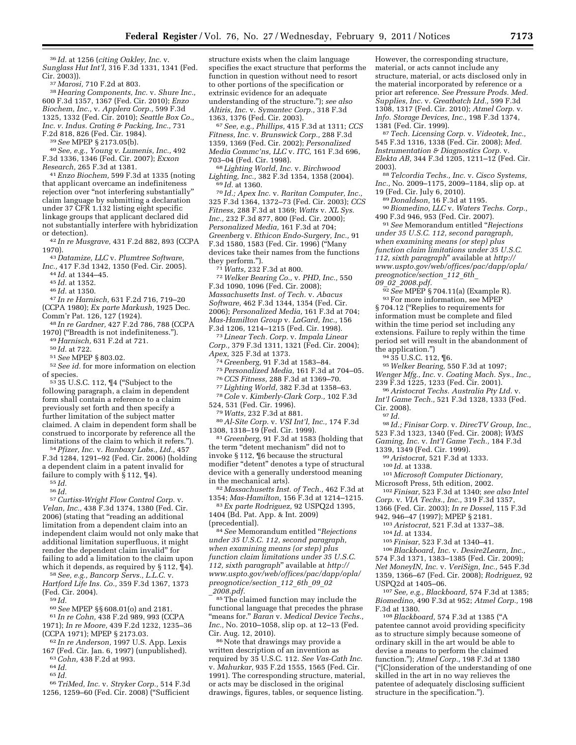[36] *Id.* at 1256 (*citing Oakley, Inc.* v. *Sunglass Hut Int'l,* 316 F.3d 1331, 1341 (Fed. Cir. 2003)).

[37] *Marosi,* 710 F.2d at 803.

[38] *Hearing Components, Inc.* v. *Shure Inc.,* 600 F.3d 1357, 1367 (Fed. Cir. 2010); *Enzo Biochem, Inc.,* v. *Applera Corp.,* 599 F.3d 1325, 1332 (Fed. Cir. 2010); *Seattle Box Co., Inc. v. Indus. Crating & Packing, Inc.,* 731 F.2d 818, 826 (Fed. Cir. 1984).

[39] *See* MPEP § 2173.05(b).

[40] *See, e.g., Young v. Lumenis, Inc.,* 492 F.3d 1336, 1346 (Fed. Cir. 2007); *Exxon Research,* 265 F.3d at 1381.

[41] *Enzo Biochem,* 599 F.3d at 1335 (noting that applicant overcame an indefiniteness rejection over "not interfering substantially" claim language by submitting a declaration under 37 CFR 1.132 listing eight specific linkage groups that applicant declared did not substantially interfere with hybridization or detection).

[42] *In re Musgrave,* 431 F.2d 882, 893 (CCPA 1970).

[43] *Datamize, LLC* v. *Plumtree Software, Inc.,* 417 F.3d 1342, 1350 (Fed. Cir. 2005).

[44] *Id.* at 1344–45.

[45] *Id.* at 1352.

[46] *Id.* at 1350.

[47] *In re Harnisch,* 631 F.2d 716, 719–20 (CCPA 1980); *Ex parte Markush,* 1925 Dec. Comm'r Pat. 126, 127 (1924).

[48] *In re Gardner,* 427 F.2d 786, 788 (CCPA 1970) ("Breadth is not indefiniteness.").

[49] *Harnisch,* 631 F.2d at 721.

[50] *Id.* at 722.

[51] *See* MPEP § 803.02.

[52] *See id.* for more information on election of species.

[53] 35 U.S.C. 112, ¶4 ("Subject to the following paragraph, a claim in dependent form shall contain a reference to a claim previously set forth and then specify a further limitation of the subject matter claimed. A claim in dependent form shall be construed to incorporate by reference all the limitations of the claim to which it refers.").

[54] *Pfizer, Inc.* v. *Ranbaxy Labs., Ltd.,* 457 F.3d 1284, 1291–92 (Fed. Cir. 2006) (holding a dependent claim in a patent invalid for failure to comply with § 112, ¶4).

[55] *Id.*

[56] *Id.*

[57] *Curtiss-Wright Flow Control Corp.* v. *Velan, Inc.,* 438 F.3d 1374, 1380 (Fed. Cir. 2006) (stating that "reading an additional limitation from a dependent claim into an independent claim would not only make that additional limitation superfluous, it might render the dependent claim invalid" for failing to add a limitation to the claim upon which it depends, as required by § 112, ¶4).

[58] *See, e.g., Bancorp Servs., L.L.C.* v. *Hartford Life Ins. Co.,* 359 F.3d 1367, 1373 (Fed. Cir. 2004).

[59] *Id.*

[60] *See* MPEP §§ 608.01(o) and 2181.

[61] *In re Cohn,* 438 F.2d 989, 993 (CCPA 1971); *In re Moore,* 439 F.2d 1232, 1235–36 (CCPA 1971); MPEP § 2173.03.

[62] *In re Anderson,* 1997 U.S. App. Lexis 167 (Fed. Cir. Jan. 6, 1997) (unpublished).

[63] *Cohn,* 438 F.2d at 993.

[64] *Id.*

[65] *Id.*

[66] *TriMed, Inc.* v. *Stryker Corp.,* 514 F.3d 1256, 1259–60 (Fed. Cir. 2008) ("Sufficient structure exists when the claim language specifies the exact structure that performs the function in question without need to resort to other portions of the specification or extrinsic evidence for an adequate understanding of the structure."); *see also Altiris, Inc.* v. *Symantec Corp.,* 318 F.3d 1363, 1376 (Fed. Cir. 2003).

[67] *See, e.g., Phillips,* 415 F.3d at 1311; *CCS Fitness, Inc.* v. *Brunswick Corp.,* 288 F.3d 1359, 1369 (Fed. Cir. 2002); *Personalized Media Commc'ns, LLC* v. *ITC,* 161 F.3d 696, 703–04 (Fed. Cir. 1998).

[68] *Lighting World, Inc.* v. *Birchwood Lighting, Inc.,* 382 F.3d 1354, 1358 (2004).

[69] *Id.* at 1360.

[70] *Id.; Apex Inc.* v. *Raritan Computer, Inc.,* 325 F.3d 1364, 1372–73 (Fed. Cir. 2003); *CCS Fitness,* 288 F.3d at 1369; *Watts* v. *XL Sys. Inc.,* 232 F.3d 877, 800 (Fed. Cir. 2000); *Personalized Media,* 161 F.3d at 704; *Greenberg* v. *Ethicon Endo-Surgery, Inc.,* 91 F.3d 1580, 1583 (Fed. Cir. 1996) ("Many devices take their names from the functions they perform.").

[71] *Watts,* 232 F.3d at 800.

[72] *Welker Bearing Co.,* v. *PHD, Inc.,* 550 F.3d 1090, 1096 (Fed. Cir. 2008); *Massachusetts Inst. of Tech.* v. *Abacus Software,* 462 F.3d 1344, 1354 (Fed. Cir. 2006); *Personalized Media,* 161 F.3d at 704; *Mas-Hamilton Group* v. *LaGard, Inc.,* 156 F.3d 1206, 1214–1215 (Fed. Cir. 1998).

[73] *Linear Tech. Corp.* v. *Impala Linear Corp.,* 379 F.3d 1311, 1321 (Fed. Cir. 2004); *Apex,* 325 F.3d at 1373.

[74] *Greenberg,* 91 F.3d at 1583–84.

[75] *Personalized Media,* 161 F.3d at 704–05.

[76] *CCS Fitness,* 288 F.3d at 1369–70.

[77] *Lighting World,* 382 F.3d at 1358–63.

[78] *Cole* v. *Kimberly-Clark Corp.,* 102 F.3d 524, 531 (Fed. Cir. 1996).

[79] *Watts,* 232 F.3d at 881.

[80] *Al-Site Corp.* v. *VSI Int'l, Inc.,* 174 F.3d 1308, 1318–19 (Fed. Cir. 1999).

[81] *Greenberg,* 91 F.3d at 1583 (holding that the term "detent mechanism" did not to invoke § 112, ¶6 because the structural modifier "detent" denotes a type of structural device with a generally understood meaning in the mechanical arts).

[82] *Massachusetts Inst. of Tech.,* 462 F.3d at 1354; *Mas-Hamilton,* 156 F.3d at 1214–1215.

[83] *Ex parte Rodriguez,* 92 USPQ2d 1395, 1404 (Bd. Pat. App. & Int. 2009) (precedential).

[84] *See* Memorandum entitled "*Rejections under 35 U.S.C. 112, second paragraph, when examining means (or step) plus function claim limitations under 35 U.S.C. 112, sixth paragraph*" available at *http://www.uspto.gov/web/offices/pac/dapp/opla/preognotice/section_112_6th_09_02_2008.pdf.*

[85] The claimed function may include the functional language that precedes the phrase "means for." *Baran* v. *Medical Device Techs., Inc.,* No. 2010–1058, slip op. at 12–13 (Fed. Cir. Aug. 12, 2010).

[86] Note that drawings may provide a written description of an invention as required by 35 U.S.C. 112. *See Vas-Cath Inc.* v. *Mahurkar,* 935 F.2d 1555, 1565 (Fed. Cir. 1991). The corresponding structure, material, or acts may be disclosed in the original drawings, figures, tables, or sequence listing. However, the corresponding structure, material, or acts cannot include any structure, material, or acts disclosed only in the material incorporated by reference or a prior art reference. *See Pressure Prods. Med. Supplies, Inc.* v. *Greatbatch Ltd.,* 599 F.3d 1308, 1317 (Fed. Cir. 2010); *Atmel Corp.* v. *Info. Storage Devices, Inc.,* 198 F.3d 1374, 1381 (Fed. Cir. 1999).

[87] *Tech. Licensing Corp.* v. *Videotek, Inc.,* 545 F.3d 1316, 1338 (Fed. Cir. 2008); *Med. Instrumentation & Diagnostics Corp.* v. *Elekta AB,* 344 F.3d 1205, 1211–12 (Fed. Cir. 2003).

[88] *Telcordia Techs., Inc.* v. *Cisco Systems, Inc.,* No. 2009–1175, 2009–1184, slip op. at 19 (Fed. Cir. July 6, 2010).

[89] *Donaldson,* 16 F.3d at 1195.

[90] *Biomedino, LLC* v. *Waters Techs. Corp.,* 490 F.3d 946, 953 (Fed. Cir. 2007).

[91] *See* Memorandum entitled "*Rejections under 35 U.S.C. 112, second paragraph, when examining means (or step) plus function claim limitations under 35 U.S.C. 112, sixth paragraph*" available at *http://www.uspto.gov/web/offices/pac/dapp/opla/preognotice/section_112_6th_09_02_2008.pdf.*

[92] *See* MPEP § 704.11(a) (Example R).

[93] For more information, see MPEP § 704.12 ("Replies to requirements for information must be complete and filed within the time period set including any extensions. Failure to reply within the time period set will result in the abandonment of the application.")

[94] 35 U.S.C. 112, ¶6.

[95] *Welker Bearing,* 550 F.3d at 1097; *Wenger Mfg., Inc.* v. *Coating Mach. Sys., Inc.,* 239 F.3d 1225, 1233 (Fed. Cir. 2001).

[96] *Aristocrat Techs. Australia Pty Ltd.* v. *Int'l Game Tech.,* 521 F.3d 1328, 1333 (Fed. Cir. 2008).

[97] *Id.*

[98] *Id.; Finisar Corp.* v. *DirecTV Group, Inc.,* 523 F.3d 1323, 1340 (Fed. Cir. 2008); *WMS Gaming, Inc.* v. *Int'l Game Tech.,* 184 F.3d 1339, 1349 (Fed. Cir. 1999).

[99] *Aristocrat,* 521 F.3d at 1333.

[100] *Id.* at 1338.

[101] *Microsoft Computer Dictionary,* Microsoft Press, 5th edition, 2002.

[102] *Finisar,* 523 F.3d at 1340; *see also Intel Corp.* v. *VIA Techs., Inc.,* 319 F.3d 1357, 1366 (Fed. Cir. 2003); *In re Dossel,* 115 F.3d 942, 946–47 (1997); MPEP § 2181.

[103] *Aristocrat,* 521 F.3d at 1337–38.

[104] *Id.* at 1334.

[105] *Finisar,* 523 F.3d at 1340–41.

[106] *Blackboard, Inc.* v. *Desire2Learn, Inc.,* 574 F.3d 1371, 1383–1385 (Fed. Cir. 2009); *Net MoneyIN, Inc.* v. *VeriSign, Inc.,* 545 F.3d 1359, 1366–67 (Fed. Cir. 2008); *Rodriguez,* 92 USPQ2d at 1405–06.

[107] *See, e.g., Blackboard,* 574 F.3d at 1385; *Biomedino,* 490 F.3d at 952; *Atmel Corp.,* 198 F.3d at 1380.

[108] *Blackboard,* 574 F.3d at 1385 ("A patentee cannot avoid providing specificity as to structure simply because someone of ordinary skill in the art would be able to devise a means to perform the claimed function."); *Atmel Corp.,* 198 F.3d at 1380 ("[C]onsideration of the understanding of one skilled in the art in no way relieves the patentee of adequately disclosing sufficient structure in the specification.").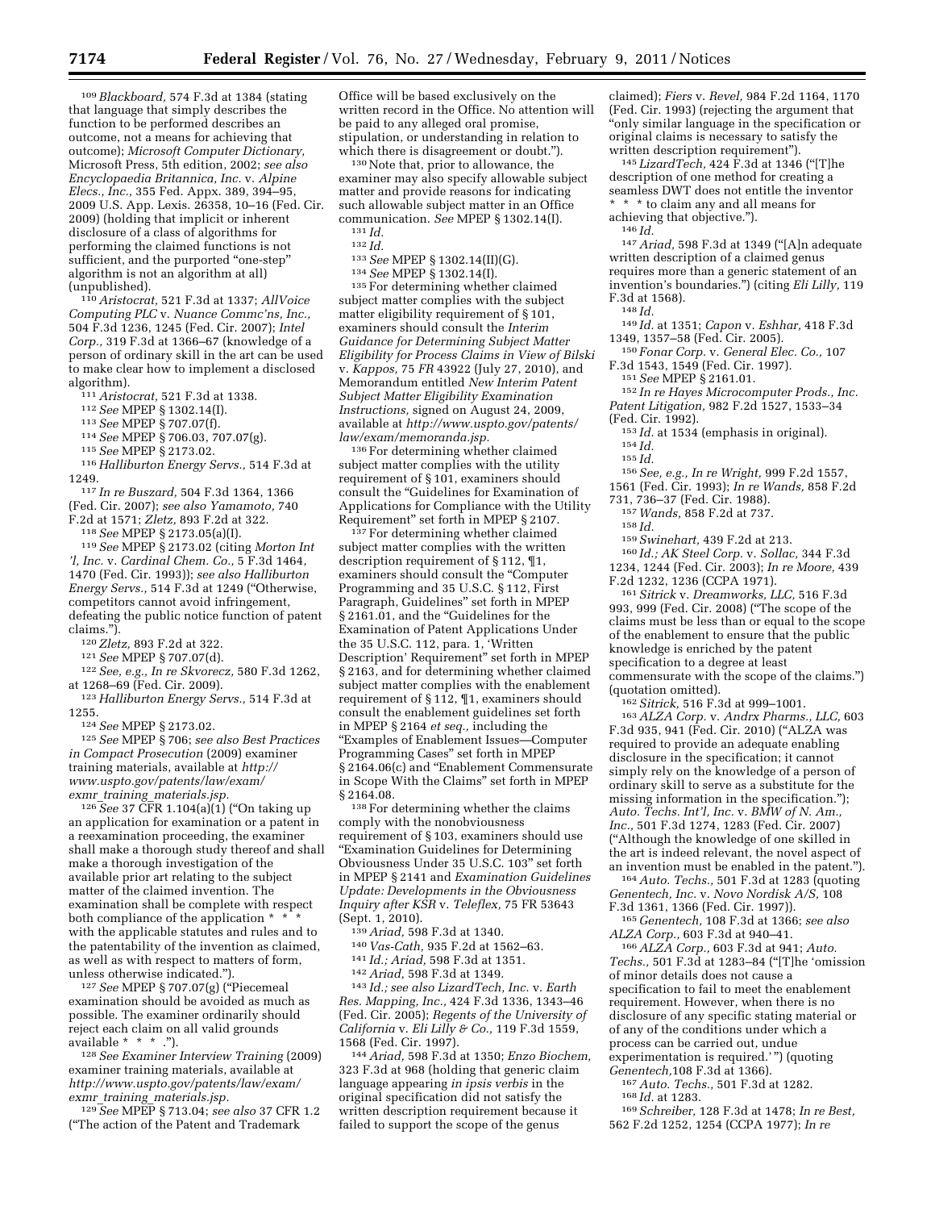[109] *Blackboard,* 574 F.3d at 1384 (stating that language that simply describes the function to be performed describes an outcome, not a means for achieving that outcome); *Microsoft Computer Dictionary,* Microsoft Press, 5th edition, 2002; *see also Encyclopaedia Britannica, Inc.* v. *Alpine Elecs., Inc.,* 355 Fed. Appx. 389, 394–95, 2009 U.S. App. Lexis. 26358, 10–16 (Fed. Cir. 2009) (holding that implicit or inherent disclosure of a class of algorithms for performing the claimed functions is not sufficient, and the purported "one-step" algorithm is not an algorithm at all) (unpublished).

[110] *Aristocrat,* 521 F.3d at 1337; *AllVoice Computing PLC* v. *Nuance Commc'ns, Inc.,* 504 F.3d 1236, 1245 (Fed. Cir. 2007); *Intel Corp.,* 319 F.3d at 1366–67 (knowledge of a person of ordinary skill in the art can be used to make clear how to implement a disclosed algorithm).

[111] *Aristocrat,* 521 F.3d at 1338.

[112] *See* MPEP § 1302.14(I).

[113] *See* MPEP § 707.07(f).

[114] *See* MPEP § 706.03, 707.07(g).

[115] *See* MPEP § 2173.02.

[116] *Halliburton Energy Servs.,* 514 F.3d at 1249.

[117] *In re Buszard,* 504 F.3d 1364, 1366 (Fed. Cir. 2007); *see also Yamamoto,* 740 F.2d at 1571; *Zletz,* 893 F.2d at 322.

[118] *See* MPEP § 2173.05(a)(I).

[119] *See* MPEP § 2173.02 (citing *Morton Int 'l, Inc.* v. *Cardinal Chem. Co.,* 5 F.3d 1464, 1470 (Fed. Cir. 1993)); *see also Halliburton Energy Servs.,* 514 F.3d at 1249 ("Otherwise, competitors cannot avoid infringement, defeating the public notice function of patent claims.").

[120] *Zletz,* 893 F.2d at 322.

[121] *See* MPEP § 707.07(d).

[122] *See, e.g., In re Skvorecz,* 580 F.3d 1262, at 1268–69 (Fed. Cir. 2009).

[123] *Halliburton Energy Servs.,* 514 F.3d at 1255.

[124] *See* MPEP § 2173.02.

[125] *See* MPEP § 706; *see also Best Practices in Compact Prosecution* (2009) examiner training materials, available at *http://www.uspto.gov/patents/law/exam/exmr_training_materials.jsp.*

[126] *See* 37 CFR 1.104(a)(1) ("On taking up an application for examination or a patent in a reexamination proceeding, the examiner shall make a thorough study thereof and shall make a thorough investigation of the available prior art relating to the subject matter of the claimed invention. The examination shall be complete with respect both compliance of the application * * * with the applicable statutes and rules and to the patentability of the invention as claimed, as well as with respect to matters of form, unless otherwise indicated.").

[127] *See* MPEP § 707.07(g) ("Piecemeal examination should be avoided as much as possible. The examiner ordinarily should reject each claim on all valid grounds available * * * .").

[128] *See Examiner Interview Training* (2009) examiner training materials, available at *http://www.uspto.gov/patents/law/exam/exmr_training_materials.jsp.*

[129] *See* MPEP § 713.04; *see also* 37 CFR 1.2 ("The action of the Patent and Trademark Office will be based exclusively on the written record in the Office. No attention will be paid to any alleged oral promise, stipulation, or understanding in relation to which there is disagreement or doubt.").

[130] Note that, prior to allowance, the examiner may also specify allowable subject matter and provide reasons for indicating such allowable subject matter in an Office communication. *See* MPEP § 1302.14(I).

[131] *Id.*

[132] *Id.*

[133] *See* MPEP § 1302.14(II)(G).

[134] *See* MPEP § 1302.14(I).

[135] For determining whether claimed subject matter complies with the subject matter eligibility requirement of § 101, examiners should consult the *Interim Guidance for Determining Subject Matter Eligibility for Process Claims in View of Bilski* v. *Kappos,* 75 FR 43922 (July 27, 2010), and Memorandum entitled *New Interim Patent Subject Matter Eligibility Examination Instructions,* signed on August 24, 2009, available at *http://www.uspto.gov/patents/law/exam/memoranda.jsp.*

[136] For determining whether claimed subject matter complies with the utility requirement of § 101, examiners should consult the "Guidelines for Examination of Applications for Compliance with the Utility Requirement" set forth in MPEP § 2107.

[137] For determining whether claimed subject matter complies with the written description requirement of § 112, ¶1, examiners should consult the "Computer Programming and 35 U.S.C. § 112, First Paragraph, Guidelines" set forth in MPEP § 2161.01, and the "Guidelines for the Examination of Patent Applications Under the 35 U.S.C. 112, para. 1, 'Written Description' Requirement" set forth in MPEP § 2163, and for determining whether claimed subject matter complies with the enablement requirement of § 112, ¶1, examiners should consult the enablement guidelines set forth in MPEP § 2164 *et seq.,* including the "Examples of Enablement Issues—Computer Programming Cases" set forth in MPEP § 2164.06(c) and "Enablement Commensurate in Scope With the Claims" set forth in MPEP § 2164.08.

[138] For determining whether the claims comply with the nonobviousness requirement of § 103, examiners should use "Examination Guidelines for Determining Obviousness Under 35 U.S.C. 103" set forth in MPEP § 2141 and *Examination Guidelines Update: Developments in the Obviousness Inquiry after KSR* v. *Teleflex,* 75 FR 53643 (Sept. 1, 2010).

[139] *Ariad,* 598 F.3d at 1340.

[140] *Vas-Cath,* 935 F.2d at 1562–63.

[141] *Id.; Ariad,* 598 F.3d at 1351.

[142] *Ariad,* 598 F.3d at 1349.

[143] *Id.; see also LizardTech, Inc.* v. *Earth Res. Mapping, Inc.,* 424 F.3d 1336, 1343–46 (Fed. Cir. 2005); *Regents of the University of California* v. *Eli Lilly & Co.,* 119 F.3d 1559, 1568 (Fed. Cir. 1997).

[144] *Ariad,* 598 F.3d at 1350; *Enzo Biochem,* 323 F.3d at 968 (holding that generic claim language appearing *in ipsis verbis* in the original specification did not satisfy the written description requirement because it failed to support the scope of the genus claimed); *Fiers* v. *Revel,* 984 F.2d 1164, 1170 (Fed. Cir. 1993) (rejecting the argument that "only similar language in the specification or original claims is necessary to satisfy the written description requirement").

[145] *LizardTech,* 424 F.3d at 1346 ("[T]he description of one method for creating a seamless DWT does not entitle the inventor * * * to claim any and all means for achieving that objective.").

[146] *Id.*

[147] *Ariad,* 598 F.3d at 1349 ("[A]n adequate written description of a claimed genus requires more than a generic statement of an invention's boundaries.") (citing *Eli Lilly,* 119 F.3d at 1568).

[148] *Id.*

[149] *Id.* at 1351; *Capon* v. *Eshhar,* 418 F.3d 1349, 1357–58 (Fed. Cir. 2005).

[150] *Fonar Corp.* v. *General Elec. Co.,* 107 F.3d 1543, 1549 (Fed. Cir. 1997).

[151] *See* MPEP § 2161.01.

[152] *In re Hayes Microcomputer Prods., Inc. Patent Litigation,* 982 F.2d 1527, 1533–34 (Fed. Cir. 1992).

[153] *Id.* at 1534 (emphasis in original).

[154] *Id.*

[155] *Id.*

[156] *See, e.g., In re Wright,* 999 F.2d 1557, 1561 (Fed. Cir. 1993); *In re Wands,* 858 F.2d 731, 736–37 (Fed. Cir. 1988).

[157] *Wands,* 858 F.2d at 737.

[158] *Id.*

[159] *Swinehart,* 439 F.2d at 213.

[160] *Id.; AK Steel Corp.* v. *Sollac,* 344 F.3d 1234, 1244 (Fed. Cir. 2003); *In re Moore,* 439 F.2d 1232, 1236 (CCPA 1971).

[161] *Sitrick* v. *Dreamworks, LLC,* 516 F.3d 993, 999 (Fed. Cir. 2008) ("The scope of the claims must be less than or equal to the scope of the enablement to ensure that the public knowledge is enriched by the patent specification to a degree at least commensurate with the scope of the claims.") (quotation omitted).

[162] *Sitrick,* 516 F.3d at 999–1001.

[163] *ALZA Corp.* v. *Andrx Pharms., LLC,* 603 F.3d 935, 941 (Fed. Cir. 2010) ("ALZA was required to provide an adequate enabling disclosure in the specification; it cannot simply rely on the knowledge of a person of ordinary skill to serve as a substitute for the missing information in the specification."); *Auto. Techs. Int'l, Inc.* v. *BMW of N. Am., Inc.,* 501 F.3d 1274, 1283 (Fed. Cir. 2007) ("Although the knowledge of one skilled in the art is indeed relevant, the novel aspect of an invention must be enabled in the patent.").

[164] *Auto. Techs.,* 501 F.3d at 1283 (quoting *Genentech, Inc.* v. *Novo Nordisk A/S,* 108 F.3d 1361, 1366 (Fed. Cir. 1997)).

[165] *Genentech,* 108 F.3d at 1366; *see also ALZA Corp.,* 603 F.3d at 940–41.

[166] *ALZA Corp.,* 603 F.3d at 941; *Auto. Techs.,* 501 F.3d at 1283–84 ("[T]he 'omission of minor details does not cause a specification to fail to meet the enablement requirement. However, when there is no disclosure of any specific stating material or of any of the conditions under which a process can be carried out, undue experimentation is required.' ") (quoting *Genentech,*108 F.3d at 1366).

[167] *Auto. Techs.,* 501 F.3d at 1282.

[168] *Id.* at 1283.

[169] *Schreiber,* 128 F.3d at 1478; *In re Best,* 562 F.2d 1252, 1254 (CCPA 1977); *In re*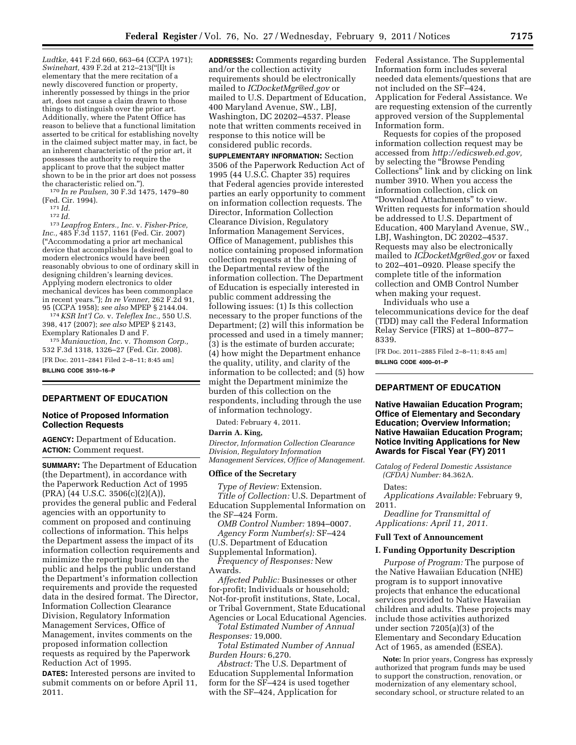*Ludtke,* 441 F.2d 660, 663–64 (CCPA 1971); *Swinehart,* 439 F.2d at 212–213("[I]t is elementary that the mere recitation of a newly discovered function or property, inherently possessed by things in the prior art, does not cause a claim drawn to those things to distinguish over the prior art. Additionally, where the Patent Office has reason to believe that a functional limitation asserted to be critical for establishing novelty in the claimed subject matter may, in fact, be an inherent characteristic of the prior art, it possesses the authority to require the applicant to prove that the subject matter shown to be in the prior art does not possess the characteristic relied on.").

[170] *In re Paulsen,* 30 F.3d 1475, 1479–80 (Fed. Cir. 1994).

[171] *Id.*

[172] *Id.*

[173] *Leapfrog Enters., Inc.* v. *Fisher-Price, Inc.,* 485 F.3d 1157, 1161 (Fed. Cir. 2007) ("Accommodating a prior art mechanical device that accomplishes [a desired] goal to modern electronics would have been reasonably obvious to one of ordinary skill in designing children's learning devices. Applying modern electronics to older mechanical devices has been commonplace in recent years."); *In re Venner,* 262 F.2d 91, 95 (CCPA 1958); *see also* MPEP § 2144.04.

[174] *KSR Int'l Co.* v. *Teleflex Inc.,* 550 U.S. 398, 417 (2007); *see also* MPEP § 2143, Exemplary Rationales D and F.

[175] *Muniauction, Inc.* v. *Thomson Corp.,* 532 F.3d 1318, 1326–27 (Fed. Cir. 2008).

[FR Doc. 2011–2841 Filed 2–8–11; 8:45 am]

**BILLING CODE 3510–16–P**

## DEPARTMENT OF EDUCATION

### Notice of Proposed Information Collection Requests

**AGENCY:** Department of Education.

**ACTION:** Comment request.

**SUMMARY:** The Department of Education (the Department), in accordance with the Paperwork Reduction Act of 1995 (PRA) (44 U.S.C. 3506(c)(2)(A)), provides the general public and Federal agencies with an opportunity to comment on proposed and continuing collections of information. This helps the Department assess the impact of its information collection requirements and minimize the reporting burden on the public and helps the public understand the Department's information collection requirements and provide the requested data in the desired format. The Director, Information Collection Clearance Division, Regulatory Information Management Services, Office of Management, invites comments on the proposed information collection requests as required by the Paperwork Reduction Act of 1995.

**DATES:** Interested persons are invited to submit comments on or before April 11, 2011.

**ADDRESSES:** Comments regarding burden and/or the collection activity requirements should be electronically mailed to *ICDocketMgr@ed.gov* or mailed to U.S. Department of Education, 400 Maryland Avenue, SW., LBJ, Washington, DC 20202–4537. Please note that written comments received in response to this notice will be considered public records.

**SUPPLEMENTARY INFORMATION:** Section 3506 of the Paperwork Reduction Act of 1995 (44 U.S.C. Chapter 35) requires that Federal agencies provide interested parties an early opportunity to comment on information collection requests. The Director, Information Collection Clearance Division, Regulatory Information Management Services, Office of Management, publishes this notice containing proposed information collection requests at the beginning of the Departmental review of the information collection. The Department of Education is especially interested in public comment addressing the following issues: (1) Is this collection necessary to the proper functions of the Department; (2) will this information be processed and used in a timely manner; (3) is the estimate of burden accurate; (4) how might the Department enhance the quality, utility, and clarity of the information to be collected; and (5) how might the Department minimize the burden of this collection on the respondents, including through the use of information technology.

Dated: February 4, 2011.

**Darrin A. King,**

*Director, Information Collection Clearance Division, Regulatory Information Management Services, Office of Management.*

#### Office of the Secretary

*Type of Review:* Extension.

*Title of Collection:* U.S. Department of Education Supplemental Information on the SF–424 Form.

*OMB Control Number:* 1894–0007.

*Agency Form Number(s):* SF–424 (U.S. Department of Education Supplemental Information).

*Frequency of Responses:* New Awards.

*Affected Public:* Businesses or other for-profit; Individuals or household; Not-for-profit institutions, State, Local, or Tribal Government, State Educational Agencies or Local Educational Agencies.

*Total Estimated Number of Annual Responses:* 19,000.

*Total Estimated Number of Annual Burden Hours:* 6,270.

*Abstract:* The U.S. Department of Education Supplemental Information form for the SF–424 is used together with the SF–424, Application for Federal Assistance. The Supplemental Information form includes several needed data elements/questions that are not included on the SF–424, Application for Federal Assistance. We are requesting extension of the currently approved version of the Supplemental Information form.

Requests for copies of the proposed information collection request may be accessed from *http://edicsweb.ed.gov,* by selecting the "Browse Pending Collections" link and by clicking on link number 3910. When you access the information collection, click on "Download Attachments" to view. Written requests for information should be addressed to U.S. Department of Education, 400 Maryland Avenue, SW., LBJ, Washington, DC 20202–4537. Requests may also be electronically mailed to *ICDocketMgr@ed.gov* or faxed to 202–401–0920. Please specify the complete title of the information collection and OMB Control Number when making your request.

Individuals who use a telecommunications device for the deaf (TDD) may call the Federal Information Relay Service (FIRS) at 1–800–877–8339.

[FR Doc. 2011–2885 Filed 2–8–11; 8:45 am]

**BILLING CODE 4000–01–P**

## DEPARTMENT OF EDUCATION

### Native Hawaiian Education Program; Office of Elementary and Secondary Education; Overview Information; Native Hawaiian Education Program; Notice Inviting Applications for New Awards for Fiscal Year (FY) 2011

*Catalog of Federal Domestic Assistance (CFDA) Number:* 84.362A.

Dates:

*Applications Available:* February 9, 2011.

*Deadline for Transmittal of Applications: April 11, 2011.*

#### Full Text of Announcement

#### I. Funding Opportunity Description

*Purpose of Program:* The purpose of the Native Hawaiian Education (NHE) program is to support innovative projects that enhance the educational services provided to Native Hawaiian children and adults. These projects may include those activities authorized under section 7205(a)(3) of the Elementary and Secondary Education Act of 1965, as amended (ESEA).

**Note:** In prior years, Congress has expressly authorized that program funds may be used to support the construction, renovation, or modernization of any elementary school, secondary school, or structure related to an